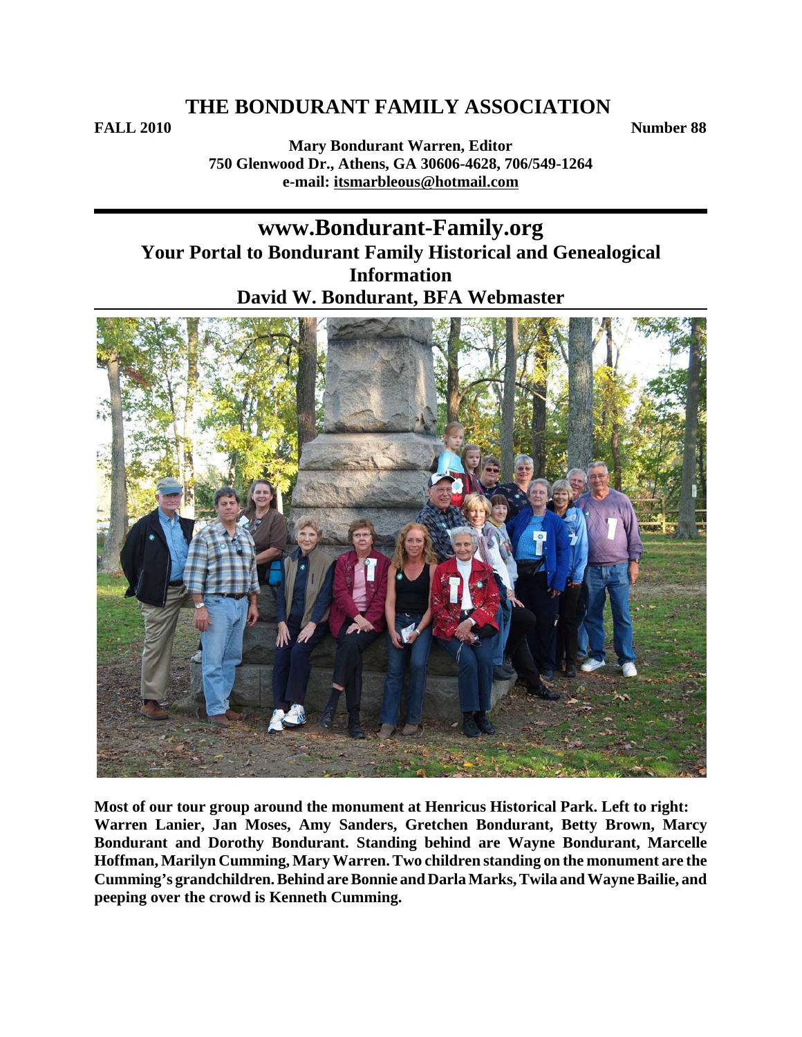# THE BONDURANT FAMILY ASSOCIATION

**FALL 2010** **Number 88**

**Mary Bondurant Warren, Editor**
**750 Glenwood Dr., Athens, GA 30606-4628, 706/549-1264**
**e-mail: itsmarbleous@hotmail.com**

## www.Bondurant-Family.org
## Your Portal to Bondurant Family Historical and Genealogical Information
## David W. Bondurant, BFA Webmaster

**Most of our tour group around the monument at Henricus Historical Park. Left to right: Warren Lanier, Jan Moses, Amy Sanders, Gretchen Bondurant, Betty Brown, Marcy Bondurant and Dorothy Bondurant. Standing behind are Wayne Bondurant, Marcelle Hoffman, Marilyn Cumming, Mary Warren. Two children standing on the monument are the Cumming's grandchildren. Behind are Bonnie and Darla Marks, Twila and Wayne Bailie, and peeping over the crowd is Kenneth Cumming.**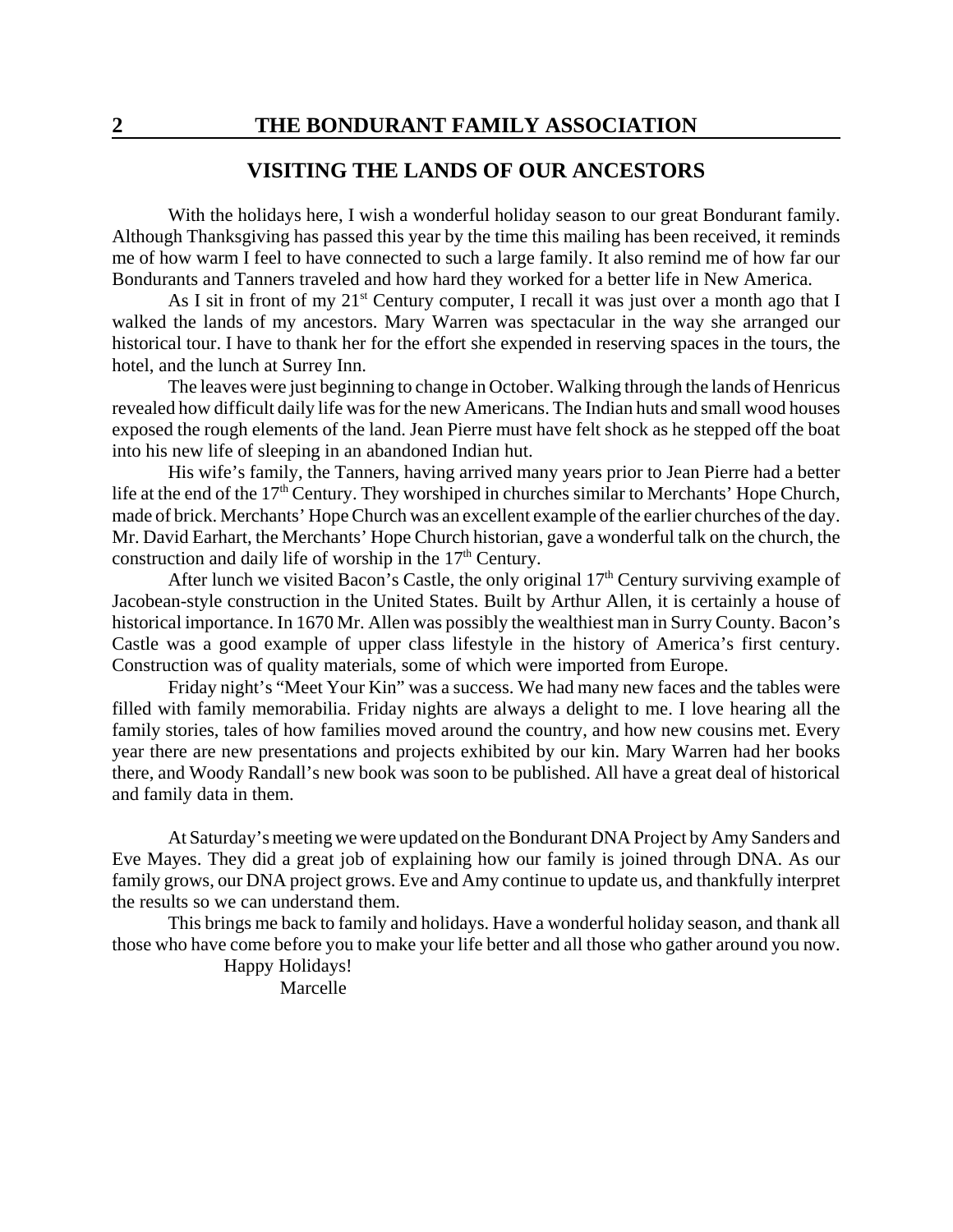## VISITING THE LANDS OF OUR ANCESTORS

With the holidays here, I wish a wonderful holiday season to our great Bondurant family. Although Thanksgiving has passed this year by the time this mailing has been received, it reminds me of how warm I feel to have connected to such a large family. It also remind me of how far our Bondurants and Tanners traveled and how hard they worked for a better life in New America.

As I sit in front of my 21st Century computer, I recall it was just over a month ago that I walked the lands of my ancestors. Mary Warren was spectacular in the way she arranged our historical tour. I have to thank her for the effort she expended in reserving spaces in the tours, the hotel, and the lunch at Surrey Inn.

The leaves were just beginning to change in October. Walking through the lands of Henricus revealed how difficult daily life was for the new Americans. The Indian huts and small wood houses exposed the rough elements of the land. Jean Pierre must have felt shock as he stepped off the boat into his new life of sleeping in an abandoned Indian hut.

His wife's family, the Tanners, having arrived many years prior to Jean Pierre had a better life at the end of the 17th Century. They worshiped in churches similar to Merchants' Hope Church, made of brick. Merchants' Hope Church was an excellent example of the earlier churches of the day. Mr. David Earhart, the Merchants' Hope Church historian, gave a wonderful talk on the church, the construction and daily life of worship in the 17th Century.

After lunch we visited Bacon's Castle, the only original 17th Century surviving example of Jacobean-style construction in the United States. Built by Arthur Allen, it is certainly a house of historical importance. In 1670 Mr. Allen was possibly the wealthiest man in Surry County. Bacon's Castle was a good example of upper class lifestyle in the history of America's first century. Construction was of quality materials, some of which were imported from Europe.

Friday night's "Meet Your Kin" was a success. We had many new faces and the tables were filled with family memorabilia. Friday nights are always a delight to me. I love hearing all the family stories, tales of how families moved around the country, and how new cousins met. Every year there are new presentations and projects exhibited by our kin. Mary Warren had her books there, and Woody Randall's new book was soon to be published. All have a great deal of historical and family data in them.

At Saturday's meeting we were updated on the Bondurant DNA Project by Amy Sanders and Eve Mayes. They did a great job of explaining how our family is joined through DNA. As our family grows, our DNA project grows. Eve and Amy continue to update us, and thankfully interpret the results so we can understand them.

This brings me back to family and holidays. Have a wonderful holiday season, and thank all those who have come before you to make your life better and all those who gather around you now.

Happy Holidays!

Marcelle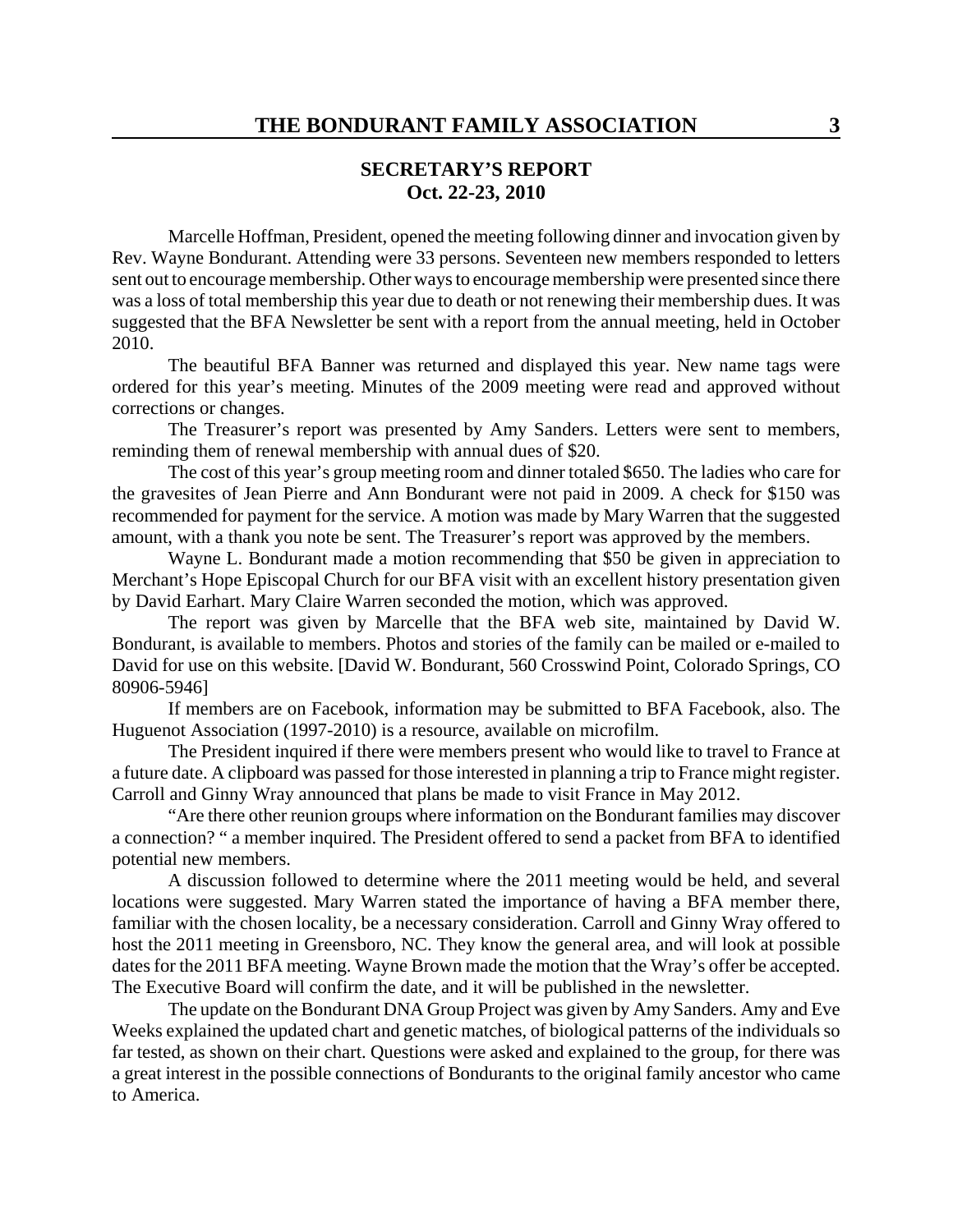## SECRETARY'S REPORT
## Oct. 22-23, 2010

Marcelle Hoffman, President, opened the meeting following dinner and invocation given by Rev. Wayne Bondurant. Attending were 33 persons. Seventeen new members responded to letters sent out to encourage membership. Other ways to encourage membership were presented since there was a loss of total membership this year due to death or not renewing their membership dues. It was suggested that the BFA Newsletter be sent with a report from the annual meeting, held in October 2010.

The beautiful BFA Banner was returned and displayed this year. New name tags were ordered for this year's meeting. Minutes of the 2009 meeting were read and approved without corrections or changes.

The Treasurer's report was presented by Amy Sanders. Letters were sent to members, reminding them of renewal membership with annual dues of $20.

The cost of this year's group meeting room and dinner totaled $650. The ladies who care for the gravesites of Jean Pierre and Ann Bondurant were not paid in 2009. A check for $150 was recommended for payment for the service. A motion was made by Mary Warren that the suggested amount, with a thank you note be sent. The Treasurer's report was approved by the members.

Wayne L. Bondurant made a motion recommending that $50 be given in appreciation to Merchant's Hope Episcopal Church for our BFA visit with an excellent history presentation given by David Earhart. Mary Claire Warren seconded the motion, which was approved.

The report was given by Marcelle that the BFA web site, maintained by David W. Bondurant, is available to members. Photos and stories of the family can be mailed or e-mailed to David for use on this website. [David W. Bondurant, 560 Crosswind Point, Colorado Springs, CO 80906-5946]

If members are on Facebook, information may be submitted to BFA Facebook, also. The Huguenot Association (1997-2010) is a resource, available on microfilm.

The President inquired if there were members present who would like to travel to France at a future date. A clipboard was passed for those interested in planning a trip to France might register. Carroll and Ginny Wray announced that plans be made to visit France in May 2012.

"Are there other reunion groups where information on the Bondurant families may discover a connection? " a member inquired. The President offered to send a packet from BFA to identified potential new members.

A discussion followed to determine where the 2011 meeting would be held, and several locations were suggested. Mary Warren stated the importance of having a BFA member there, familiar with the chosen locality, be a necessary consideration. Carroll and Ginny Wray offered to host the 2011 meeting in Greensboro, NC. They know the general area, and will look at possible dates for the 2011 BFA meeting. Wayne Brown made the motion that the Wray's offer be accepted. The Executive Board will confirm the date, and it will be published in the newsletter.

The update on the Bondurant DNA Group Project was given by Amy Sanders. Amy and Eve Weeks explained the updated chart and genetic matches, of biological patterns of the individuals so far tested, as shown on their chart. Questions were asked and explained to the group, for there was a great interest in the possible connections of Bondurants to the original family ancestor who came to America.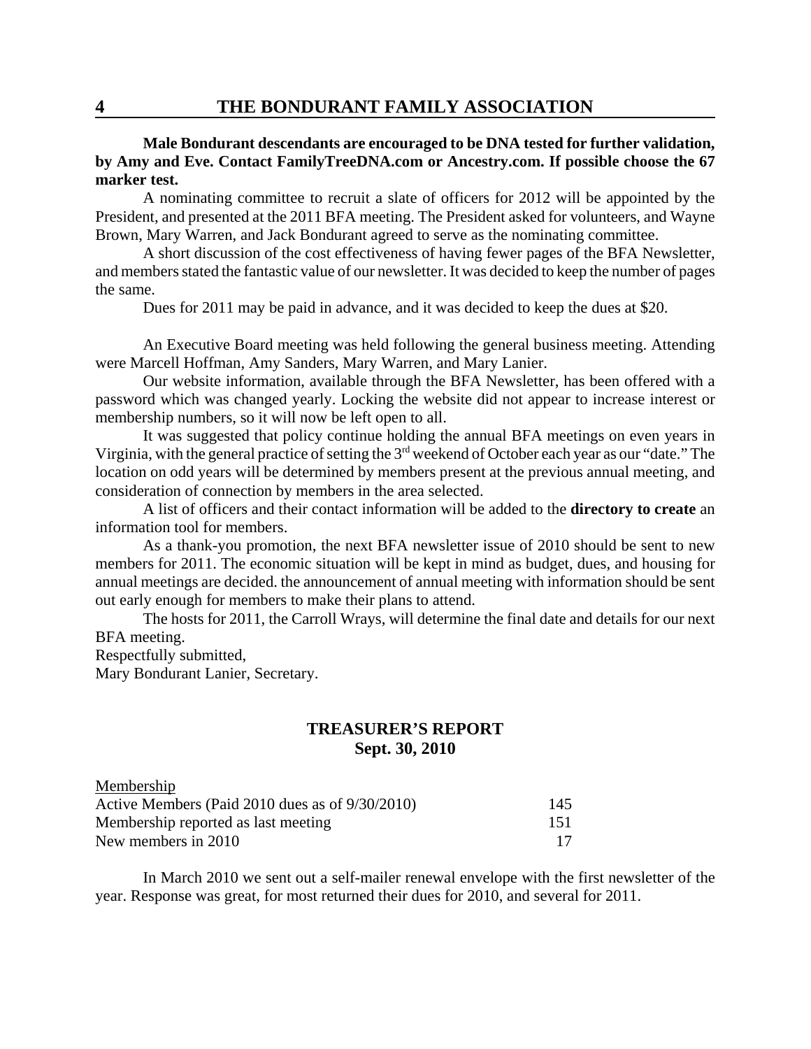**Male Bondurant descendants are encouraged to be DNA tested for further validation, by Amy and Eve. Contact FamilyTreeDNA.com or Ancestry.com. If possible choose the 67 marker test.**

A nominating committee to recruit a slate of officers for 2012 will be appointed by the President, and presented at the 2011 BFA meeting. The President asked for volunteers, and Wayne Brown, Mary Warren, and Jack Bondurant agreed to serve as the nominating committee.

A short discussion of the cost effectiveness of having fewer pages of the BFA Newsletter, and members stated the fantastic value of our newsletter. It was decided to keep the number of pages the same.

Dues for 2011 may be paid in advance, and it was decided to keep the dues at $20.

An Executive Board meeting was held following the general business meeting. Attending were Marcell Hoffman, Amy Sanders, Mary Warren, and Mary Lanier.

Our website information, available through the BFA Newsletter, has been offered with a password which was changed yearly. Locking the website did not appear to increase interest or membership numbers, so it will now be left open to all.

It was suggested that policy continue holding the annual BFA meetings on even years in Virginia, with the general practice of setting the 3rd weekend of October each year as our "date." The location on odd years will be determined by members present at the previous annual meeting, and consideration of connection by members in the area selected.

A list of officers and their contact information will be added to the **directory to create** an information tool for members.

As a thank-you promotion, the next BFA newsletter issue of 2010 should be sent to new members for 2011. The economic situation will be kept in mind as budget, dues, and housing for annual meetings are decided. the announcement of annual meeting with information should be sent out early enough for members to make their plans to attend.

The hosts for 2011, the Carroll Wrays, will determine the final date and details for our next BFA meeting.

Respectfully submitted,
Mary Bondurant Lanier, Secretary.

## TREASURER'S REPORT
### Sept. 30, 2010

| Membership | |
|---|---|
| Active Members (Paid 2010 dues as of 9/30/2010) | 145 |
| Membership reported as last meeting | 151 |
| New members in 2010 | 17 |

In March 2010 we sent out a self-mailer renewal envelope with the first newsletter of the year. Response was great, for most returned their dues for 2010, and several for 2011.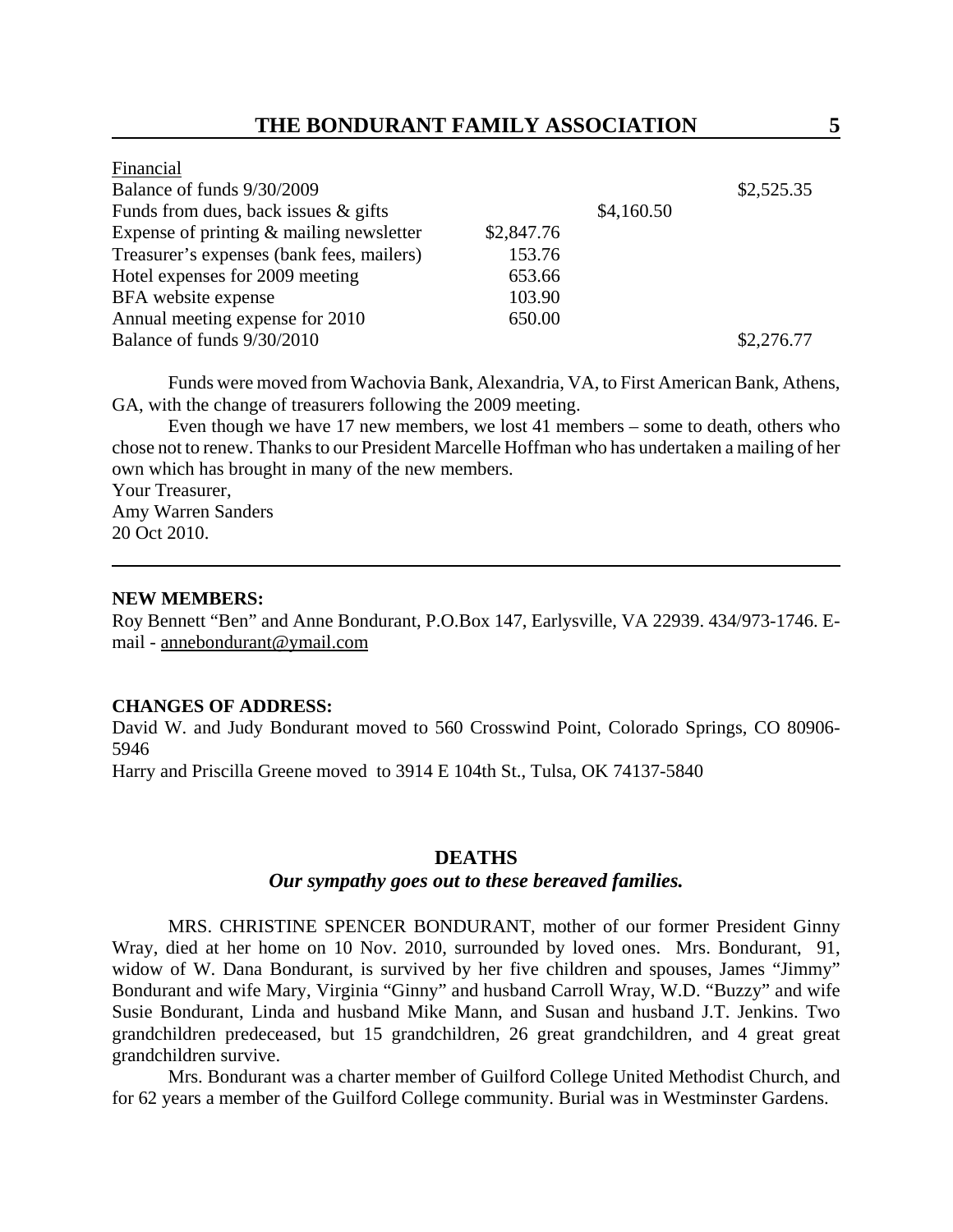Financial

| | | | |
|---|---|---|---|
| Balance of funds 9/30/2009 | | | $2,525.35 |
| Funds from dues, back issues & gifts | | $4,160.50 | |
| Expense of printing & mailing newsletter | $2,847.76 | | |
| Treasurer's expenses (bank fees, mailers) | 153.76 | | |
| Hotel expenses for 2009 meeting | 653.66 | | |
| BFA website expense | 103.90 | | |
| Annual meeting expense for 2010 | 650.00 | | |
| Balance of funds 9/30/2010 | | | $2,276.77 |

Funds were moved from Wachovia Bank, Alexandria, VA, to First American Bank, Athens, GA, with the change of treasurers following the 2009 meeting.

Even though we have 17 new members, we lost 41 members – some to death, others who chose not to renew. Thanks to our President Marcelle Hoffman who has undertaken a mailing of her own which has brought in many of the new members.

Your Treasurer,
Amy Warren Sanders
20 Oct 2010.

---

**NEW MEMBERS:**

Roy Bennett "Ben" and Anne Bondurant, P.O.Box 147, Earlysville, VA 22939. 434/973-1746. E-mail - annebondurant@ymail.com

**CHANGES OF ADDRESS:**

David W. and Judy Bondurant moved to 560 Crosswind Point, Colorado Springs, CO 80906-5946

Harry and Priscilla Greene moved to 3914 E 104th St., Tulsa, OK 74137-5840

## DEATHS

***Our sympathy goes out to these bereaved families.***

MRS. CHRISTINE SPENCER BONDURANT, mother of our former President Ginny Wray, died at her home on 10 Nov. 2010, surrounded by loved ones. Mrs. Bondurant, 91, widow of W. Dana Bondurant, is survived by her five children and spouses, James "Jimmy" Bondurant and wife Mary, Virginia "Ginny" and husband Carroll Wray, W.D. "Buzzy" and wife Susie Bondurant, Linda and husband Mike Mann, and Susan and husband J.T. Jenkins. Two grandchildren predeceased, but 15 grandchildren, 26 great grandchildren, and 4 great great grandchildren survive.

Mrs. Bondurant was a charter member of Guilford College United Methodist Church, and for 62 years a member of the Guilford College community. Burial was in Westminster Gardens.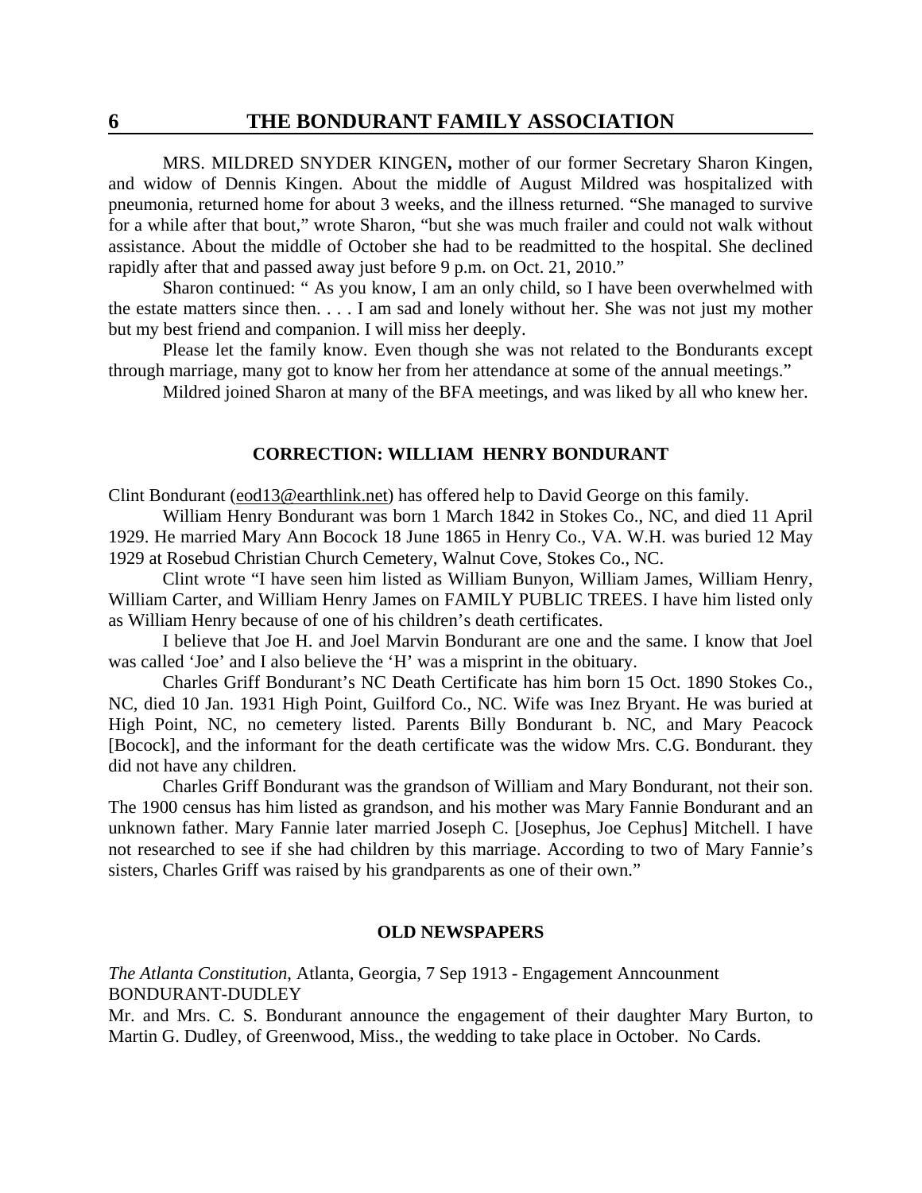MRS. MILDRED SNYDER KINGEN**,** mother of our former Secretary Sharon Kingen, and widow of Dennis Kingen. About the middle of August Mildred was hospitalized with pneumonia, returned home for about 3 weeks, and the illness returned. "She managed to survive for a while after that bout," wrote Sharon, "but she was much frailer and could not walk without assistance. About the middle of October she had to be readmitted to the hospital. She declined rapidly after that and passed away just before 9 p.m. on Oct. 21, 2010."

Sharon continued: " As you know, I am an only child, so I have been overwhelmed with the estate matters since then. . . . I am sad and lonely without her. She was not just my mother but my best friend and companion. I will miss her deeply.

Please let the family know. Even though she was not related to the Bondurants except through marriage, many got to know her from her attendance at some of the annual meetings."

Mildred joined Sharon at many of the BFA meetings, and was liked by all who knew her.

### CORRECTION: WILLIAM HENRY BONDURANT

Clint Bondurant (eod13@earthlink.net) has offered help to David George on this family.

William Henry Bondurant was born 1 March 1842 in Stokes Co., NC, and died 11 April 1929. He married Mary Ann Bocock 18 June 1865 in Henry Co., VA. W.H. was buried 12 May 1929 at Rosebud Christian Church Cemetery, Walnut Cove, Stokes Co., NC.

Clint wrote "I have seen him listed as William Bunyon, William James, William Henry, William Carter, and William Henry James on FAMILY PUBLIC TREES. I have him listed only as William Henry because of one of his children's death certificates.

I believe that Joe H. and Joel Marvin Bondurant are one and the same. I know that Joel was called 'Joe' and I also believe the 'H' was a misprint in the obituary.

Charles Griff Bondurant's NC Death Certificate has him born 15 Oct. 1890 Stokes Co., NC, died 10 Jan. 1931 High Point, Guilford Co., NC. Wife was Inez Bryant. He was buried at High Point, NC, no cemetery listed. Parents Billy Bondurant b. NC, and Mary Peacock [Bocock], and the informant for the death certificate was the widow Mrs. C.G. Bondurant. they did not have any children.

Charles Griff Bondurant was the grandson of William and Mary Bondurant, not their son. The 1900 census has him listed as grandson, and his mother was Mary Fannie Bondurant and an unknown father. Mary Fannie later married Joseph C. [Josephus, Joe Cephus] Mitchell. I have not researched to see if she had children by this marriage. According to two of Mary Fannie's sisters, Charles Griff was raised by his grandparents as one of their own."

### OLD NEWSPAPERS

*The Atlanta Constitution*, Atlanta, Georgia, 7 Sep 1913 - Engagement Anncounment
BONDURANT-DUDLEY

Mr. and Mrs. C. S. Bondurant announce the engagement of their daughter Mary Burton, to Martin G. Dudley, of Greenwood, Miss., the wedding to take place in October. No Cards.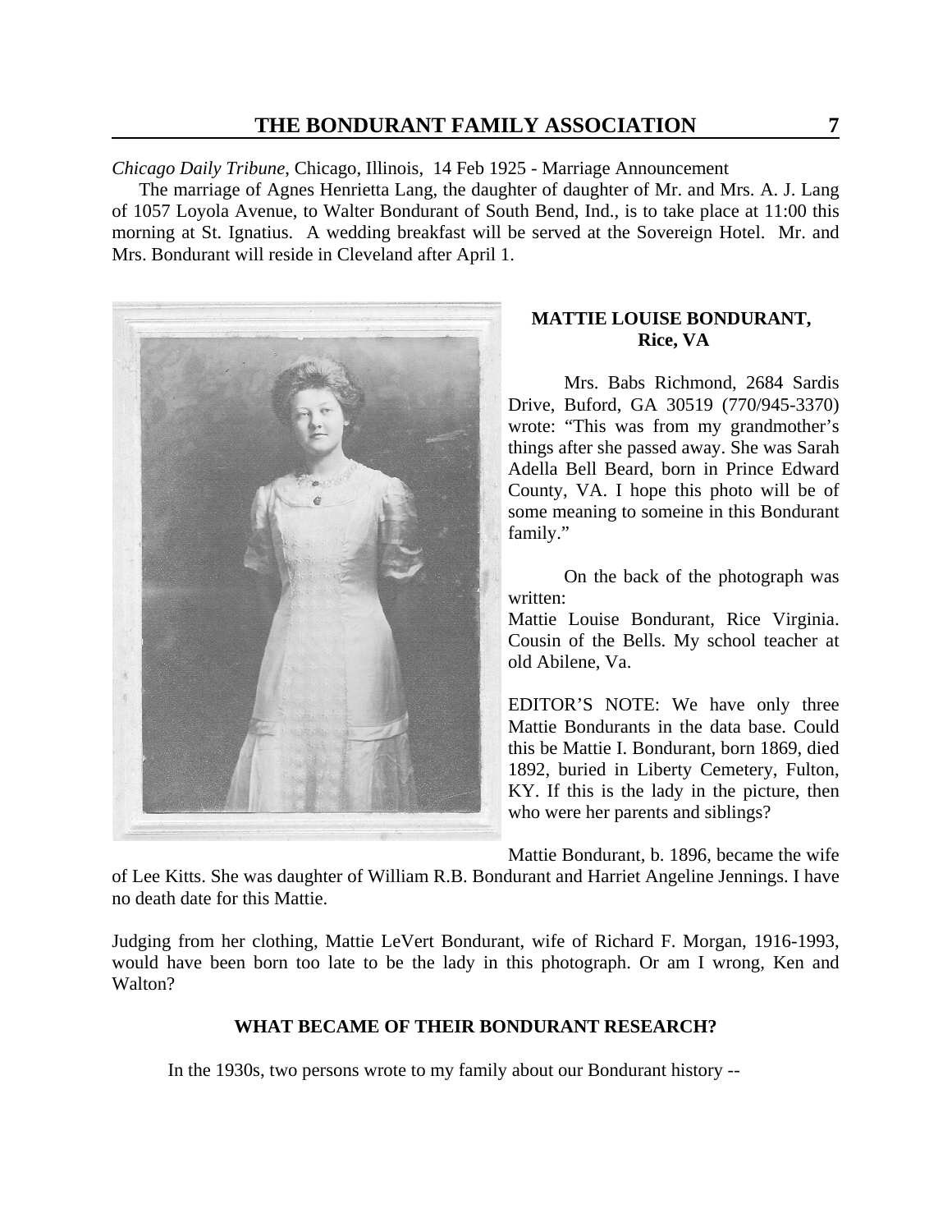*Chicago Daily Tribune*, Chicago, Illinois, 14 Feb 1925 - Marriage Announcement

The marriage of Agnes Henrietta Lang, the daughter of daughter of Mr. and Mrs. A. J. Lang of 1057 Loyola Avenue, to Walter Bondurant of South Bend, Ind., is to take place at 11:00 this morning at St. Ignatius. A wedding breakfast will be served at the Sovereign Hotel. Mr. and Mrs. Bondurant will reside in Cleveland after April 1.

**MATTIE LOUISE BONDURANT, Rice, VA**

Mrs. Babs Richmond, 2684 Sardis Drive, Buford, GA 30519 (770/945-3370) wrote: "This was from my grandmother's things after she passed away. She was Sarah Adella Bell Beard, born in Prince Edward County, VA. I hope this photo will be of some meaning to someine in this Bondurant family."

On the back of the photograph was written:
Mattie Louise Bondurant, Rice Virginia. Cousin of the Bells. My school teacher at old Abilene, Va.

EDITOR'S NOTE: We have only three Mattie Bondurants in the data base. Could this be Mattie I. Bondurant, born 1869, died 1892, buried in Liberty Cemetery, Fulton, KY. If this is the lady in the picture, then who were her parents and siblings?

Mattie Bondurant, b. 1896, became the wife of Lee Kitts. She was daughter of William R.B. Bondurant and Harriet Angeline Jennings. I have no death date for this Mattie.

Judging from her clothing, Mattie LeVert Bondurant, wife of Richard F. Morgan, 1916-1993, would have been born too late to be the lady in this photograph. Or am I wrong, Ken and Walton?

**WHAT BECAME OF THEIR BONDURANT RESEARCH?**

In the 1930s, two persons wrote to my family about our Bondurant history --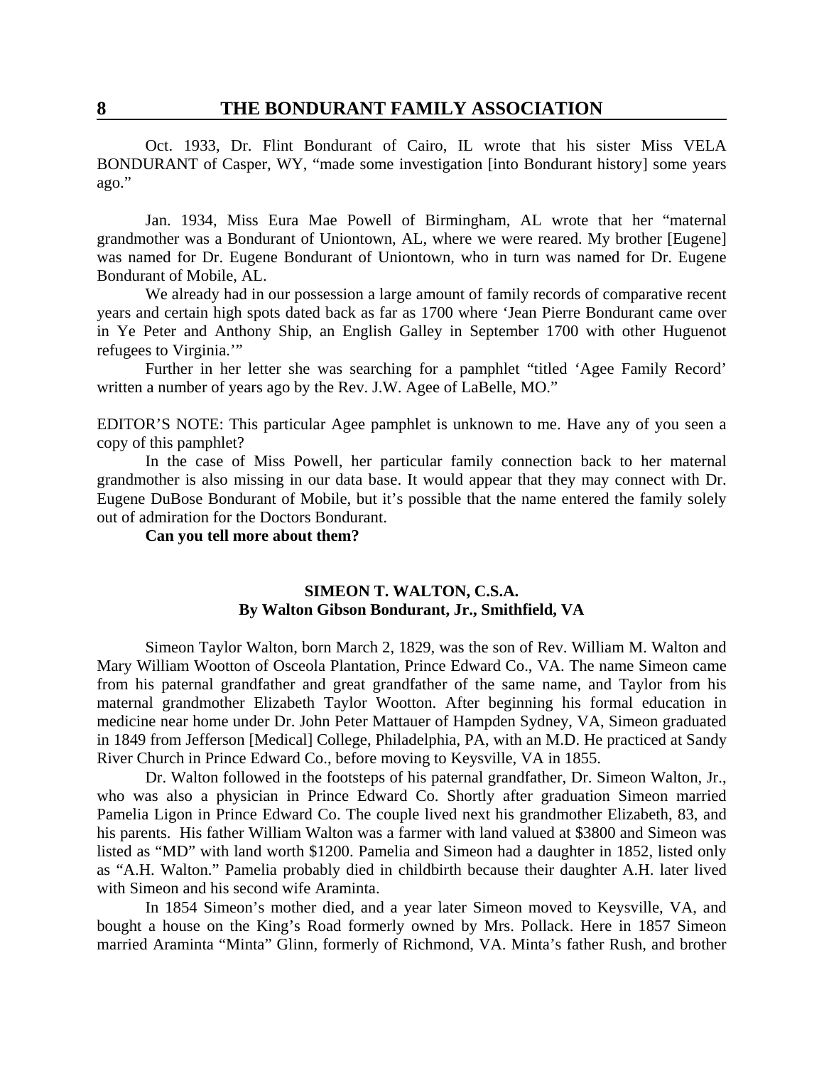Oct. 1933, Dr. Flint Bondurant of Cairo, IL wrote that his sister Miss VELA BONDURANT of Casper, WY, "made some investigation [into Bondurant history] some years ago."

Jan. 1934, Miss Eura Mae Powell of Birmingham, AL wrote that her "maternal grandmother was a Bondurant of Uniontown, AL, where we were reared. My brother [Eugene] was named for Dr. Eugene Bondurant of Uniontown, who in turn was named for Dr. Eugene Bondurant of Mobile, AL.

We already had in our possession a large amount of family records of comparative recent years and certain high spots dated back as far as 1700 where 'Jean Pierre Bondurant came over in Ye Peter and Anthony Ship, an English Galley in September 1700 with other Huguenot refugees to Virginia.'"

Further in her letter she was searching for a pamphlet "titled 'Agee Family Record' written a number of years ago by the Rev. J.W. Agee of LaBelle, MO."

EDITOR'S NOTE: This particular Agee pamphlet is unknown to me. Have any of you seen a copy of this pamphlet?

In the case of Miss Powell, her particular family connection back to her maternal grandmother is also missing in our data base. It would appear that they may connect with Dr. Eugene DuBose Bondurant of Mobile, but it's possible that the name entered the family solely out of admiration for the Doctors Bondurant.

**Can you tell more about them?**

### SIMEON T. WALTON, C.S.A.
### By Walton Gibson Bondurant, Jr., Smithfield, VA

Simeon Taylor Walton, born March 2, 1829, was the son of Rev. William M. Walton and Mary William Wootton of Osceola Plantation, Prince Edward Co., VA. The name Simeon came from his paternal grandfather and great grandfather of the same name, and Taylor from his maternal grandmother Elizabeth Taylor Wootton. After beginning his formal education in medicine near home under Dr. John Peter Mattauer of Hampden Sydney, VA, Simeon graduated in 1849 from Jefferson [Medical] College, Philadelphia, PA, with an M.D. He practiced at Sandy River Church in Prince Edward Co., before moving to Keysville, VA in 1855.

Dr. Walton followed in the footsteps of his paternal grandfather, Dr. Simeon Walton, Jr., who was also a physician in Prince Edward Co. Shortly after graduation Simeon married Pamelia Ligon in Prince Edward Co. The couple lived next his grandmother Elizabeth, 83, and his parents. His father William Walton was a farmer with land valued at $3800 and Simeon was listed as "MD" with land worth $1200. Pamelia and Simeon had a daughter in 1852, listed only as "A.H. Walton." Pamelia probably died in childbirth because their daughter A.H. later lived with Simeon and his second wife Araminta.

In 1854 Simeon's mother died, and a year later Simeon moved to Keysville, VA, and bought a house on the King's Road formerly owned by Mrs. Pollack. Here in 1857 Simeon married Araminta "Minta" Glinn, formerly of Richmond, VA. Minta's father Rush, and brother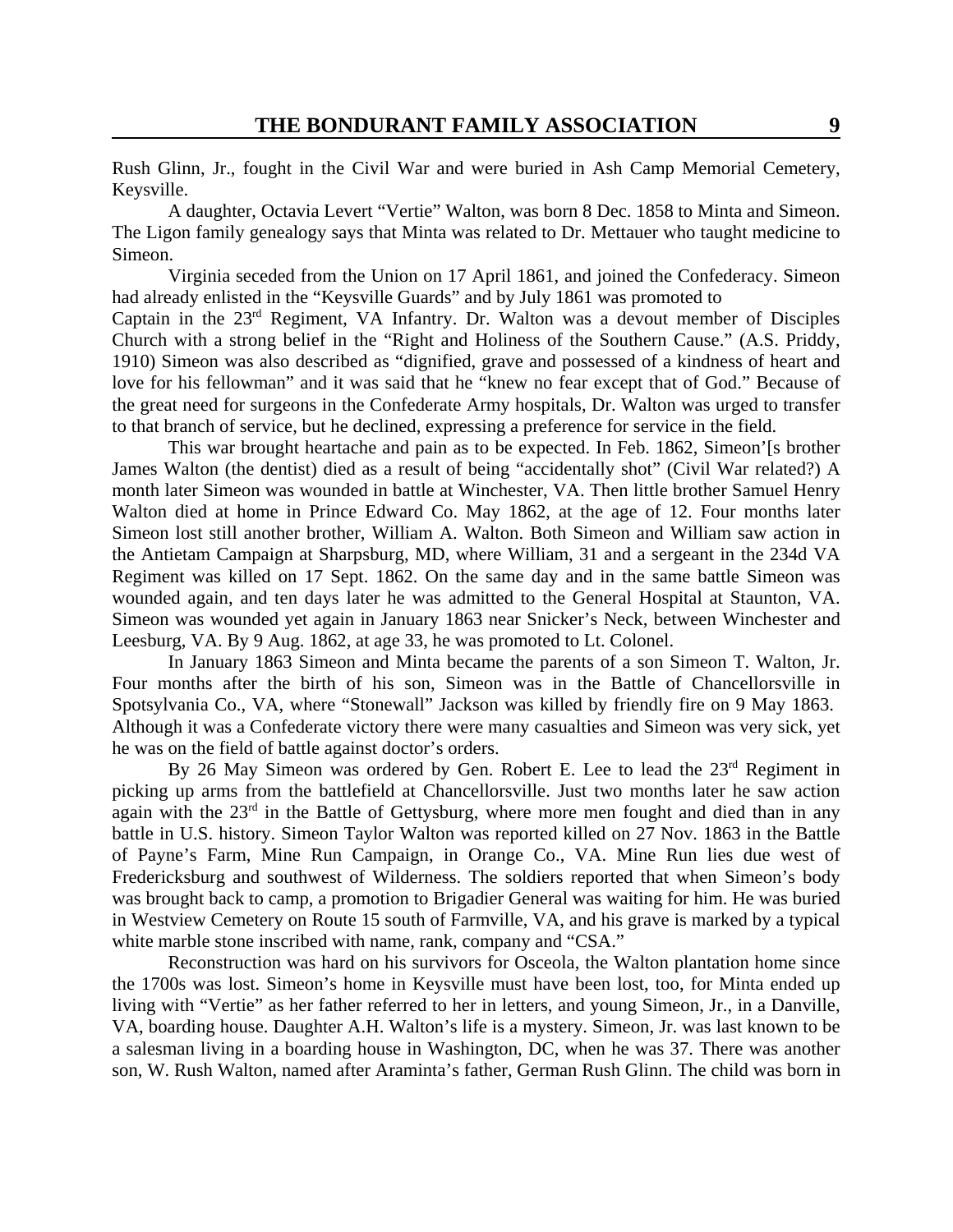Rush Glinn, Jr., fought in the Civil War and were buried in Ash Camp Memorial Cemetery, Keysville.

A daughter, Octavia Levert "Vertie" Walton, was born 8 Dec. 1858 to Minta and Simeon. The Ligon family genealogy says that Minta was related to Dr. Mettauer who taught medicine to Simeon.

Virginia seceded from the Union on 17 April 1861, and joined the Confederacy. Simeon had already enlisted in the "Keysville Guards" and by July 1861 was promoted to Captain in the 23rd Regiment, VA Infantry. Dr. Walton was a devout member of Disciples Church with a strong belief in the "Right and Holiness of the Southern Cause." (A.S. Priddy, 1910) Simeon was also described as "dignified, grave and possessed of a kindness of heart and love for his fellowman" and it was said that he "knew no fear except that of God." Because of the great need for surgeons in the Confederate Army hospitals, Dr. Walton was urged to transfer to that branch of service, but he declined, expressing a preference for service in the field.

This war brought heartache and pain as to be expected. In Feb. 1862, Simeon'[s brother James Walton (the dentist) died as a result of being "accidentally shot" (Civil War related?) A month later Simeon was wounded in battle at Winchester, VA. Then little brother Samuel Henry Walton died at home in Prince Edward Co. May 1862, at the age of 12. Four months later Simeon lost still another brother, William A. Walton. Both Simeon and William saw action in the Antietam Campaign at Sharpsburg, MD, where William, 31 and a sergeant in the 234d VA Regiment was killed on 17 Sept. 1862. On the same day and in the same battle Simeon was wounded again, and ten days later he was admitted to the General Hospital at Staunton, VA. Simeon was wounded yet again in January 1863 near Snicker's Neck, between Winchester and Leesburg, VA. By 9 Aug. 1862, at age 33, he was promoted to Lt. Colonel.

In January 1863 Simeon and Minta became the parents of a son Simeon T. Walton, Jr. Four months after the birth of his son, Simeon was in the Battle of Chancellorsville in Spotsylvania Co., VA, where "Stonewall" Jackson was killed by friendly fire on 9 May 1863. Although it was a Confederate victory there were many casualties and Simeon was very sick, yet he was on the field of battle against doctor's orders.

By 26 May Simeon was ordered by Gen. Robert E. Lee to lead the 23rd Regiment in picking up arms from the battlefield at Chancellorsville. Just two months later he saw action again with the 23rd in the Battle of Gettysburg, where more men fought and died than in any battle in U.S. history. Simeon Taylor Walton was reported killed on 27 Nov. 1863 in the Battle of Payne's Farm, Mine Run Campaign, in Orange Co., VA. Mine Run lies due west of Fredericksburg and southwest of Wilderness. The soldiers reported that when Simeon's body was brought back to camp, a promotion to Brigadier General was waiting for him. He was buried in Westview Cemetery on Route 15 south of Farmville, VA, and his grave is marked by a typical white marble stone inscribed with name, rank, company and "CSA."

Reconstruction was hard on his survivors for Osceola, the Walton plantation home since the 1700s was lost. Simeon's home in Keysville must have been lost, too, for Minta ended up living with "Vertie" as her father referred to her in letters, and young Simeon, Jr., in a Danville, VA, boarding house. Daughter A.H. Walton's life is a mystery. Simeon, Jr. was last known to be a salesman living in a boarding house in Washington, DC, when he was 37. There was another son, W. Rush Walton, named after Araminta's father, German Rush Glinn. The child was born in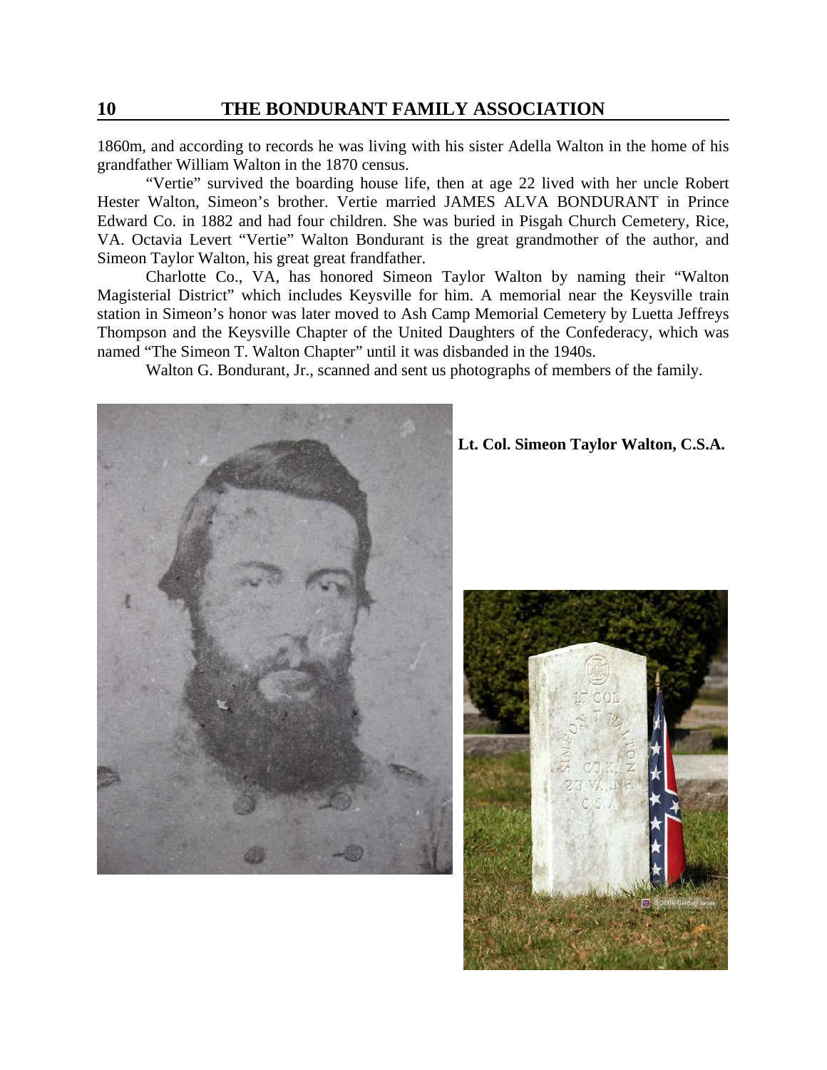1860m, and according to records he was living with his sister Adella Walton in the home of his grandfather William Walton in the 1870 census.

"Vertie" survived the boarding house life, then at age 22 lived with her uncle Robert Hester Walton, Simeon's brother. Vertie married JAMES ALVA BONDURANT in Prince Edward Co. in 1882 and had four children. She was buried in Pisgah Church Cemetery, Rice, VA. Octavia Levert "Vertie" Walton Bondurant is the great grandmother of the author, and Simeon Taylor Walton, his great great frandfather.

Charlotte Co., VA, has honored Simeon Taylor Walton by naming their "Walton Magisterial District" which includes Keysville for him. A memorial near the Keysville train station in Simeon's honor was later moved to Ash Camp Memorial Cemetery by Luetta Jeffreys Thompson and the Keysville Chapter of the United Daughters of the Confederacy, which was named "The Simeon T. Walton Chapter" until it was disbanded in the 1940s.

Walton G. Bondurant, Jr., scanned and sent us photographs of members of the family.

**Lt. Col. Simeon Taylor Walton, C.S.A.**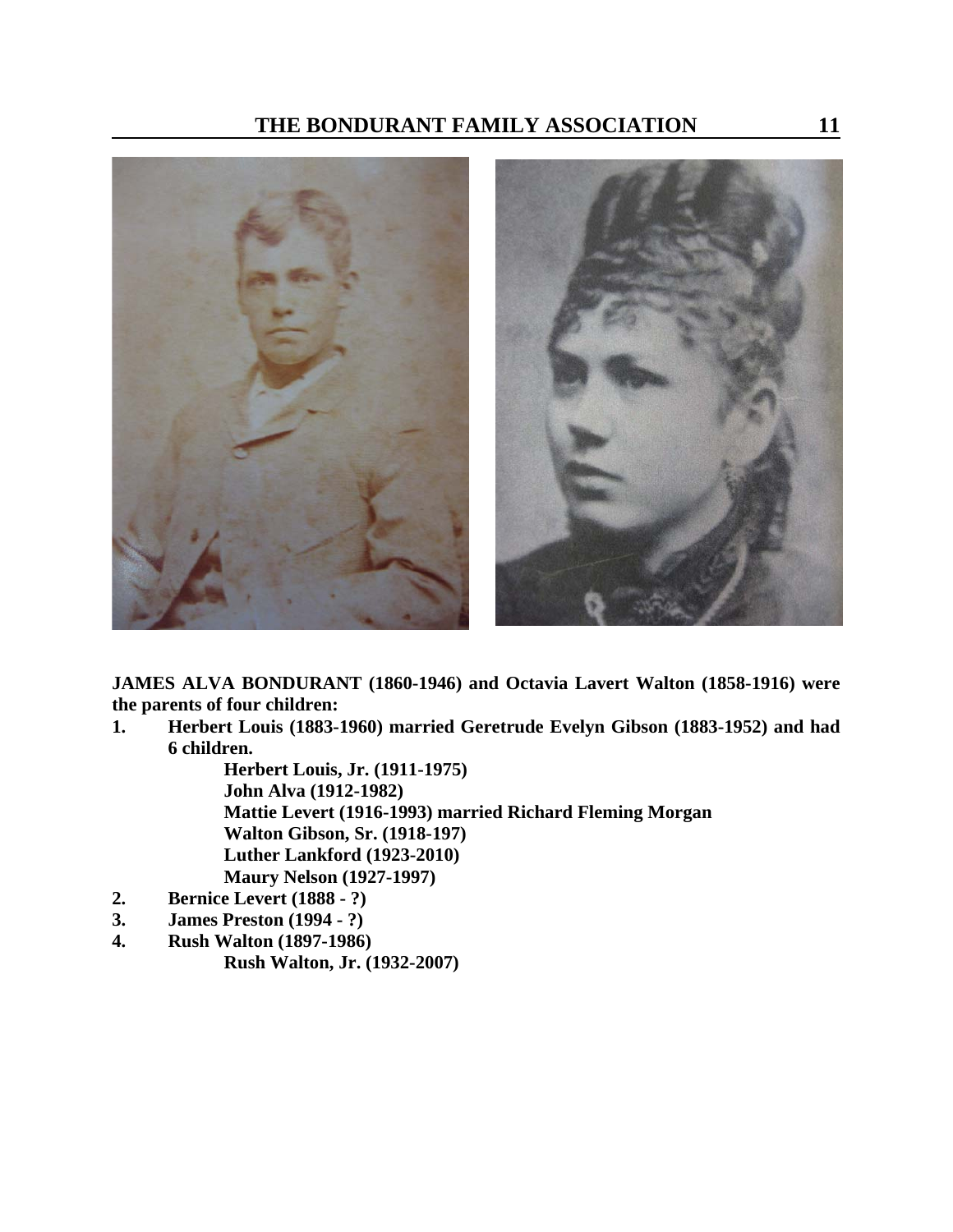**JAMES ALVA BONDURANT (1860-1946) and Octavia Lavert Walton (1858-1916) were the parents of four children:**

1. **Herbert Louis (1883-1960) married Geretrude Evelyn Gibson (1883-1952) and had 6 children.**
   - **Herbert Louis, Jr. (1911-1975)**
   - **John Alva (1912-1982)**
   - **Mattie Levert (1916-1993) married Richard Fleming Morgan**
   - **Walton Gibson, Sr. (1918-197)**
   - **Luther Lankford (1923-2010)**
   - **Maury Nelson (1927-1997)**
2. **Bernice Levert (1888 - ?)**
3. **James Preston (1994 - ?)**
4. **Rush Walton (1897-1986)**
   - **Rush Walton, Jr. (1932-2007)**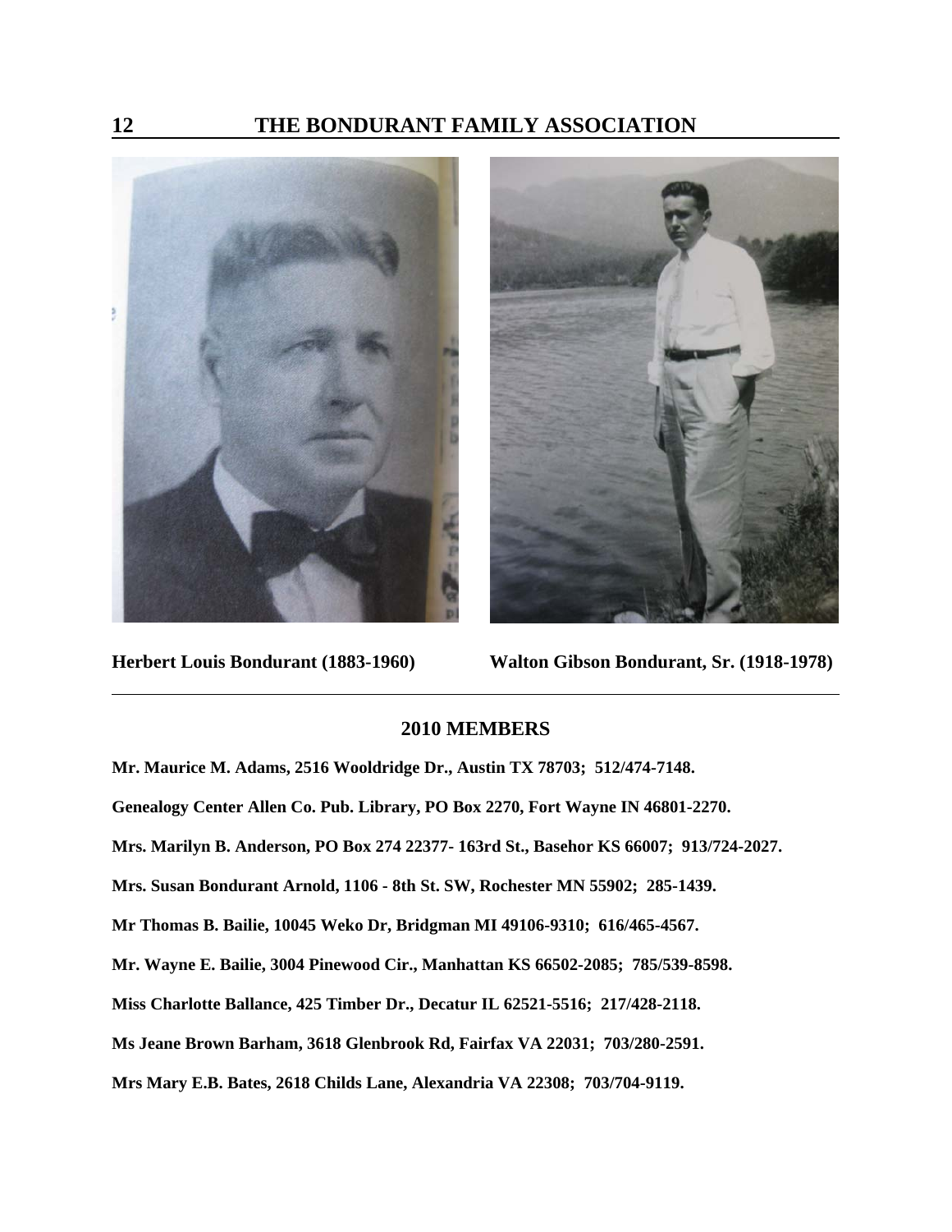Herbert Louis Bondurant (1883-1960)

Walton Gibson Bondurant, Sr. (1918-1978)

## 2010 MEMBERS

**Mr. Maurice M. Adams, 2516 Wooldridge Dr., Austin TX 78703; 512/474-7148.**

**Genealogy Center Allen Co. Pub. Library, PO Box 2270, Fort Wayne IN 46801-2270.**

**Mrs. Marilyn B. Anderson, PO Box 274 22377- 163rd St., Basehor KS 66007; 913/724-2027.**

**Mrs. Susan Bondurant Arnold, 1106 - 8th St. SW, Rochester MN 55902; 285-1439.**

**Mr Thomas B. Bailie, 10045 Weko Dr, Bridgman MI 49106-9310; 616/465-4567.**

**Mr. Wayne E. Bailie, 3004 Pinewood Cir., Manhattan KS 66502-2085; 785/539-8598.**

**Miss Charlotte Ballance, 425 Timber Dr., Decatur IL 62521-5516; 217/428-2118.**

**Ms Jeane Brown Barham, 3618 Glenbrook Rd, Fairfax VA 22031; 703/280-2591.**

**Mrs Mary E.B. Bates, 2618 Childs Lane, Alexandria VA 22308; 703/704-9119.**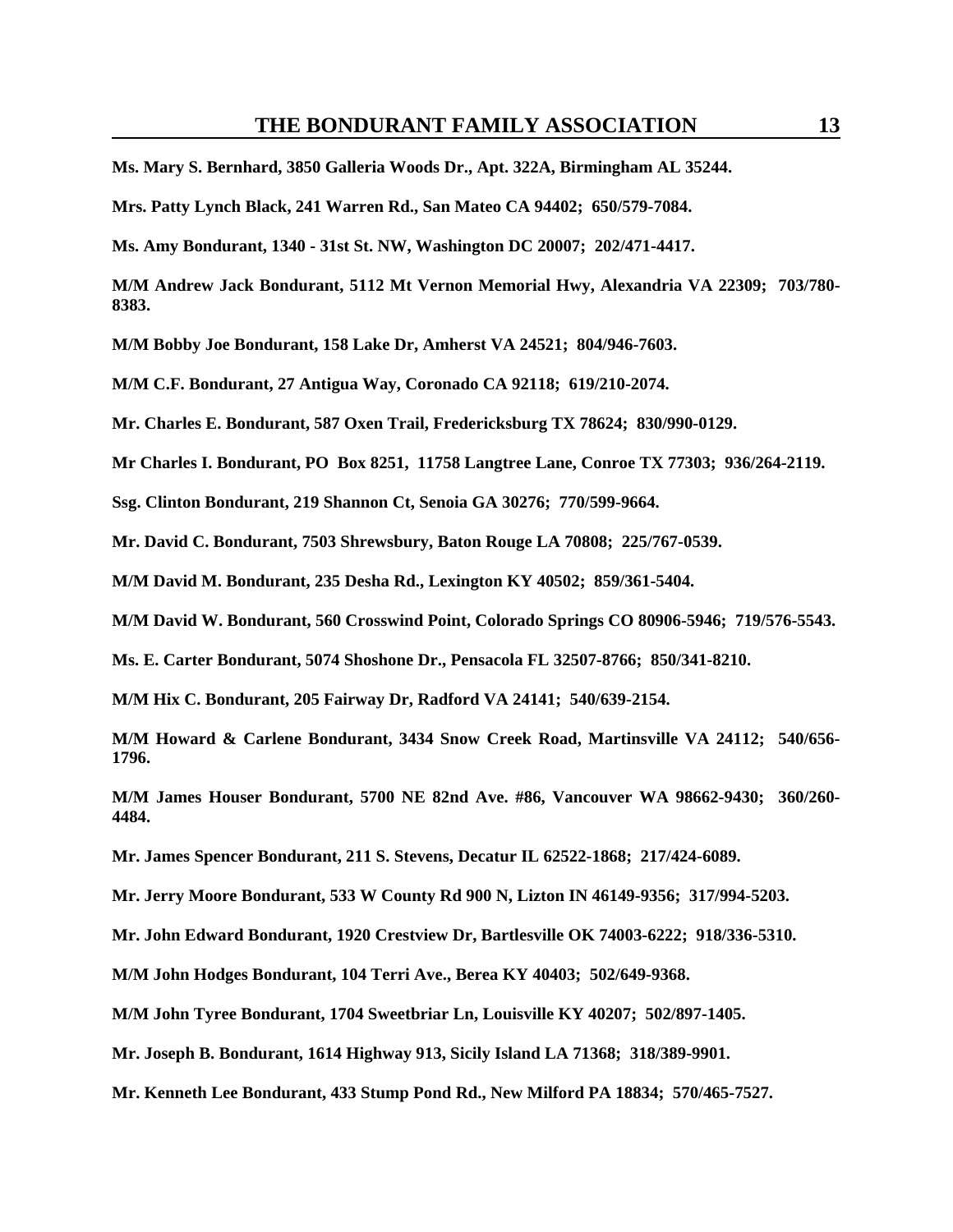**Ms. Mary S. Bernhard, 3850 Galleria Woods Dr., Apt. 322A, Birmingham AL 35244.**

**Mrs. Patty Lynch Black, 241 Warren Rd., San Mateo CA 94402; 650/579-7084.**

**Ms. Amy Bondurant, 1340 - 31st St. NW, Washington DC 20007; 202/471-4417.**

**M/M Andrew Jack Bondurant, 5112 Mt Vernon Memorial Hwy, Alexandria VA 22309; 703/780-8383.**

**M/M Bobby Joe Bondurant, 158 Lake Dr, Amherst VA 24521; 804/946-7603.**

**M/M C.F. Bondurant, 27 Antigua Way, Coronado CA 92118; 619/210-2074.**

**Mr. Charles E. Bondurant, 587 Oxen Trail, Fredericksburg TX 78624; 830/990-0129.**

**Mr Charles I. Bondurant, PO Box 8251, 11758 Langtree Lane, Conroe TX 77303; 936/264-2119.**

**Ssg. Clinton Bondurant, 219 Shannon Ct, Senoia GA 30276; 770/599-9664.**

**Mr. David C. Bondurant, 7503 Shrewsbury, Baton Rouge LA 70808; 225/767-0539.**

**M/M David M. Bondurant, 235 Desha Rd., Lexington KY 40502; 859/361-5404.**

**M/M David W. Bondurant, 560 Crosswind Point, Colorado Springs CO 80906-5946; 719/576-5543.**

**Ms. E. Carter Bondurant, 5074 Shoshone Dr., Pensacola FL 32507-8766; 850/341-8210.**

**M/M Hix C. Bondurant, 205 Fairway Dr, Radford VA 24141; 540/639-2154.**

**M/M Howard & Carlene Bondurant, 3434 Snow Creek Road, Martinsville VA 24112; 540/656-1796.**

**M/M James Houser Bondurant, 5700 NE 82nd Ave. #86, Vancouver WA 98662-9430; 360/260-4484.**

**Mr. James Spencer Bondurant, 211 S. Stevens, Decatur IL 62522-1868; 217/424-6089.**

**Mr. Jerry Moore Bondurant, 533 W County Rd 900 N, Lizton IN 46149-9356; 317/994-5203.**

**Mr. John Edward Bondurant, 1920 Crestview Dr, Bartlesville OK 74003-6222; 918/336-5310.**

**M/M John Hodges Bondurant, 104 Terri Ave., Berea KY 40403; 502/649-9368.**

**M/M John Tyree Bondurant, 1704 Sweetbriar Ln, Louisville KY 40207; 502/897-1405.**

**Mr. Joseph B. Bondurant, 1614 Highway 913, Sicily Island LA 71368; 318/389-9901.**

**Mr. Kenneth Lee Bondurant, 433 Stump Pond Rd., New Milford PA 18834; 570/465-7527.**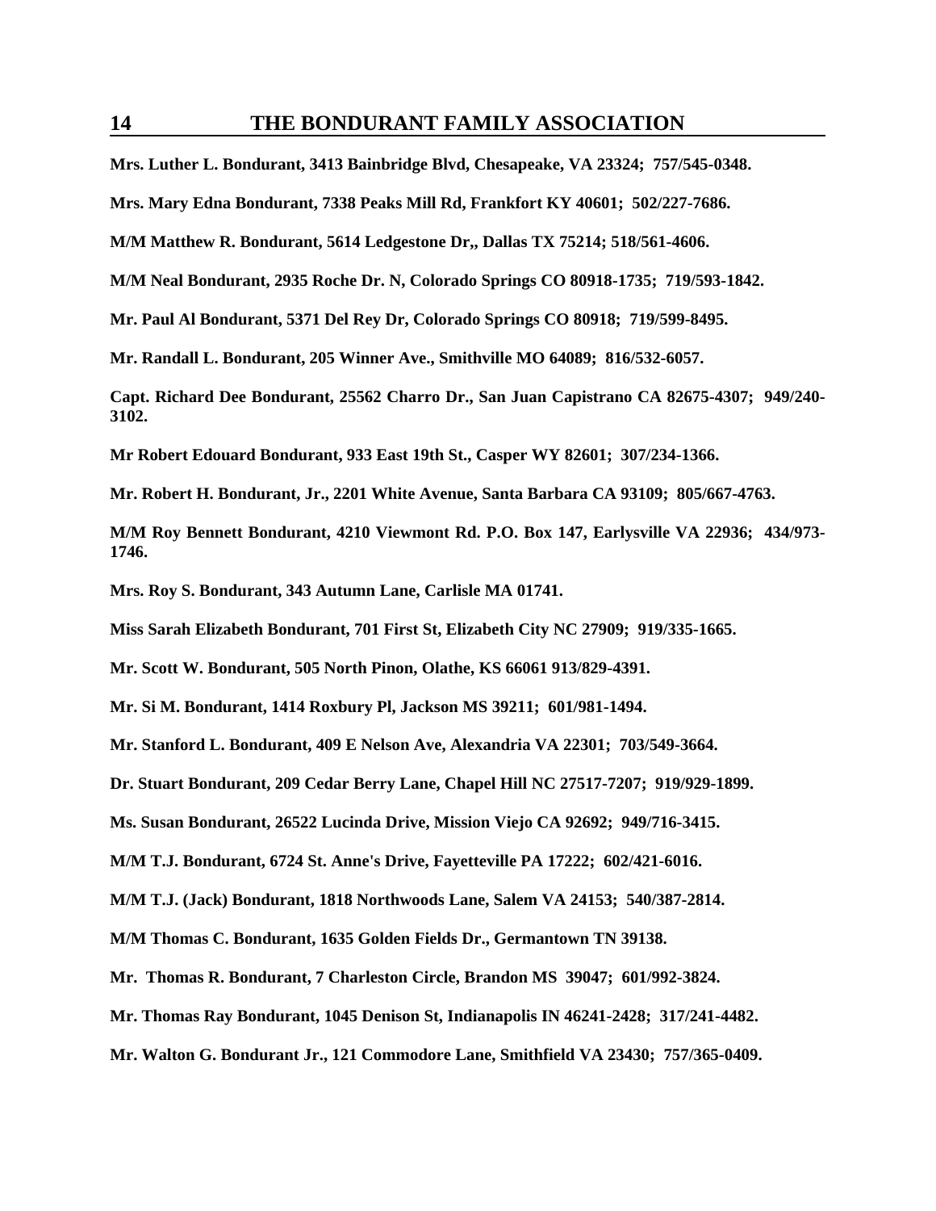**Mrs. Luther L. Bondurant, 3413 Bainbridge Blvd, Chesapeake, VA 23324; 757/545-0348.**

**Mrs. Mary Edna Bondurant, 7338 Peaks Mill Rd, Frankfort KY 40601; 502/227-7686.**

**M/M Matthew R. Bondurant, 5614 Ledgestone Dr,, Dallas TX 75214; 518/561-4606.**

**M/M Neal Bondurant, 2935 Roche Dr. N, Colorado Springs CO 80918-1735; 719/593-1842.**

**Mr. Paul Al Bondurant, 5371 Del Rey Dr, Colorado Springs CO 80918; 719/599-8495.**

**Mr. Randall L. Bondurant, 205 Winner Ave., Smithville MO 64089; 816/532-6057.**

**Capt. Richard Dee Bondurant, 25562 Charro Dr., San Juan Capistrano CA 82675-4307; 949/240-3102.**

**Mr Robert Edouard Bondurant, 933 East 19th St., Casper WY 82601; 307/234-1366.**

**Mr. Robert H. Bondurant, Jr., 2201 White Avenue, Santa Barbara CA 93109; 805/667-4763.**

**M/M Roy Bennett Bondurant, 4210 Viewmont Rd. P.O. Box 147, Earlysville VA 22936; 434/973-1746.**

**Mrs. Roy S. Bondurant, 343 Autumn Lane, Carlisle MA 01741.**

**Miss Sarah Elizabeth Bondurant, 701 First St, Elizabeth City NC 27909; 919/335-1665.**

**Mr. Scott W. Bondurant, 505 North Pinon, Olathe, KS 66061 913/829-4391.**

**Mr. Si M. Bondurant, 1414 Roxbury Pl, Jackson MS 39211; 601/981-1494.**

**Mr. Stanford L. Bondurant, 409 E Nelson Ave, Alexandria VA 22301; 703/549-3664.**

**Dr. Stuart Bondurant, 209 Cedar Berry Lane, Chapel Hill NC 27517-7207; 919/929-1899.**

**Ms. Susan Bondurant, 26522 Lucinda Drive, Mission Viejo CA 92692; 949/716-3415.**

**M/M T.J. Bondurant, 6724 St. Anne's Drive, Fayetteville PA 17222; 602/421-6016.**

**M/M T.J. (Jack) Bondurant, 1818 Northwoods Lane, Salem VA 24153; 540/387-2814.**

**M/M Thomas C. Bondurant, 1635 Golden Fields Dr., Germantown TN 39138.**

**Mr. Thomas R. Bondurant, 7 Charleston Circle, Brandon MS 39047; 601/992-3824.**

**Mr. Thomas Ray Bondurant, 1045 Denison St, Indianapolis IN 46241-2428; 317/241-4482.**

**Mr. Walton G. Bondurant Jr., 121 Commodore Lane, Smithfield VA 23430; 757/365-0409.**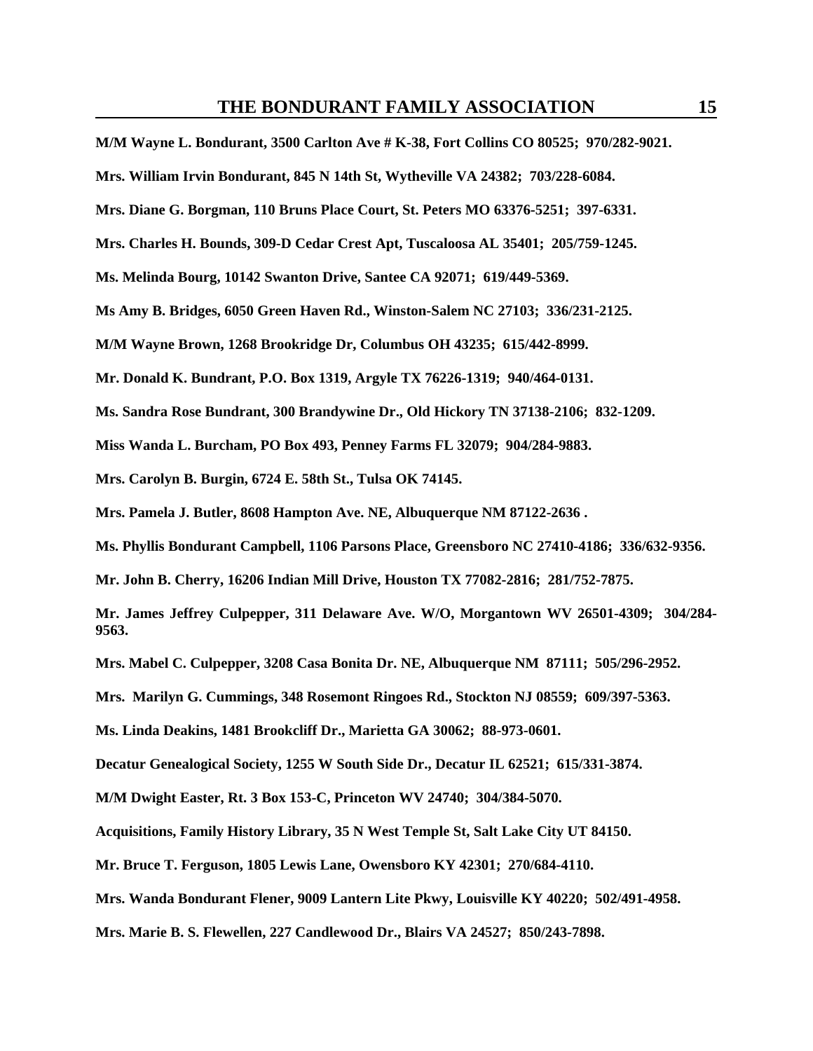**M/M Wayne L. Bondurant, 3500 Carlton Ave # K-38, Fort Collins CO 80525; 970/282-9021.**

**Mrs. William Irvin Bondurant, 845 N 14th St, Wytheville VA 24382; 703/228-6084.**

**Mrs. Diane G. Borgman, 110 Bruns Place Court, St. Peters MO 63376-5251; 397-6331.**

**Mrs. Charles H. Bounds, 309-D Cedar Crest Apt, Tuscaloosa AL 35401; 205/759-1245.**

**Ms. Melinda Bourg, 10142 Swanton Drive, Santee CA 92071; 619/449-5369.**

**Ms Amy B. Bridges, 6050 Green Haven Rd., Winston-Salem NC 27103; 336/231-2125.**

**M/M Wayne Brown, 1268 Brookridge Dr, Columbus OH 43235; 615/442-8999.**

**Mr. Donald K. Bundrant, P.O. Box 1319, Argyle TX 76226-1319; 940/464-0131.**

**Ms. Sandra Rose Bundrant, 300 Brandywine Dr., Old Hickory TN 37138-2106; 832-1209.**

**Miss Wanda L. Burcham, PO Box 493, Penney Farms FL 32079; 904/284-9883.**

**Mrs. Carolyn B. Burgin, 6724 E. 58th St., Tulsa OK 74145.**

**Mrs. Pamela J. Butler, 8608 Hampton Ave. NE, Albuquerque NM 87122-2636 .**

**Ms. Phyllis Bondurant Campbell, 1106 Parsons Place, Greensboro NC 27410-4186; 336/632-9356.**

**Mr. John B. Cherry, 16206 Indian Mill Drive, Houston TX 77082-2816; 281/752-7875.**

**Mr. James Jeffrey Culpepper, 311 Delaware Ave. W/O, Morgantown WV 26501-4309; 304/284-9563.**

**Mrs. Mabel C. Culpepper, 3208 Casa Bonita Dr. NE, Albuquerque NM 87111; 505/296-2952.**

**Mrs. Marilyn G. Cummings, 348 Rosemont Ringoes Rd., Stockton NJ 08559; 609/397-5363.**

**Ms. Linda Deakins, 1481 Brookcliff Dr., Marietta GA 30062; 88-973-0601.**

**Decatur Genealogical Society, 1255 W South Side Dr., Decatur IL 62521; 615/331-3874.**

**M/M Dwight Easter, Rt. 3 Box 153-C, Princeton WV 24740; 304/384-5070.**

**Acquisitions, Family History Library, 35 N West Temple St, Salt Lake City UT 84150.**

**Mr. Bruce T. Ferguson, 1805 Lewis Lane, Owensboro KY 42301; 270/684-4110.**

**Mrs. Wanda Bondurant Flener, 9009 Lantern Lite Pkwy, Louisville KY 40220; 502/491-4958.**

**Mrs. Marie B. S. Flewellen, 227 Candlewood Dr., Blairs VA 24527; 850/243-7898.**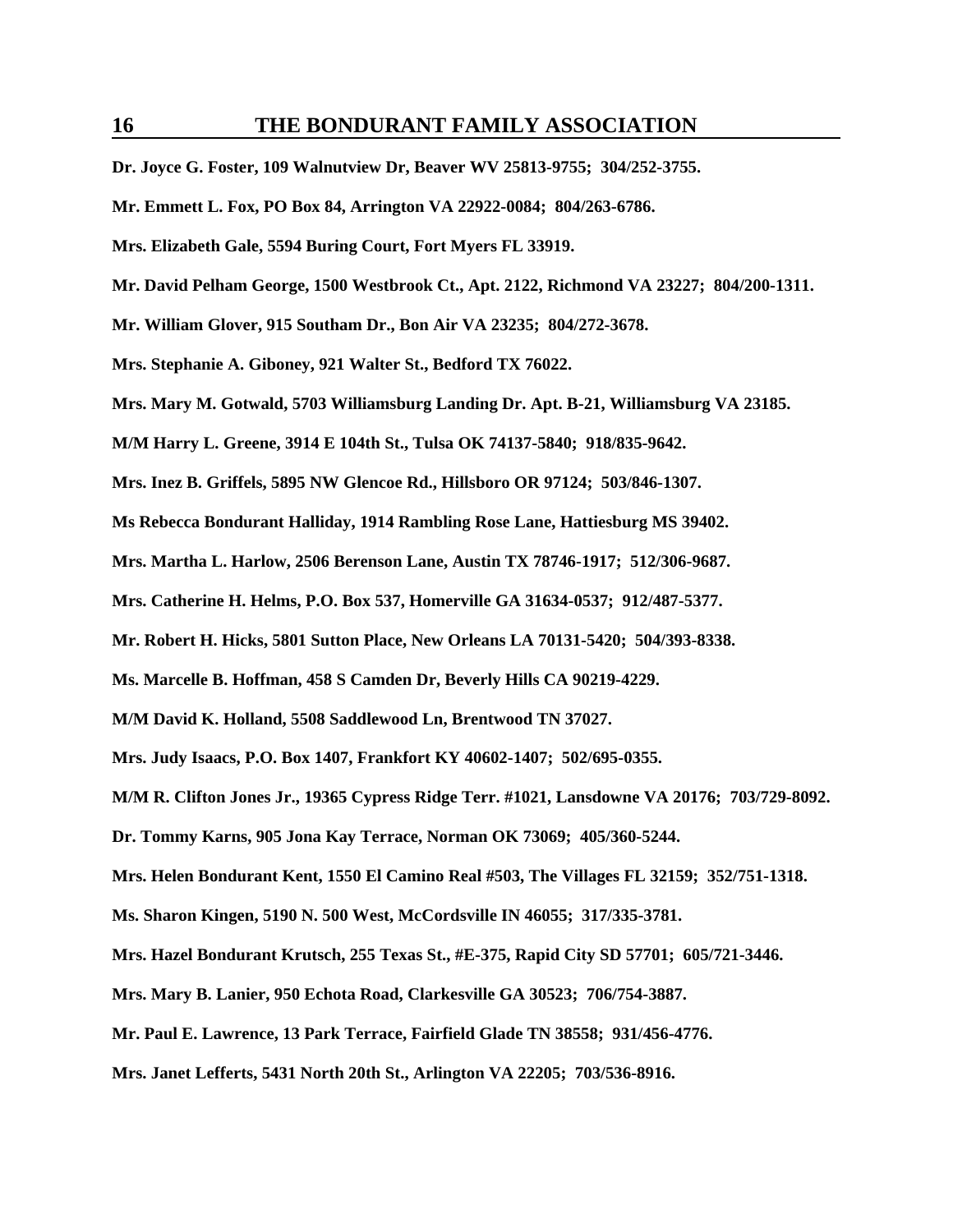**Dr. Joyce G. Foster, 109 Walnutview Dr, Beaver WV 25813-9755; 304/252-3755.**

**Mr. Emmett L. Fox, PO Box 84, Arrington VA 22922-0084; 804/263-6786.**

**Mrs. Elizabeth Gale, 5594 Buring Court, Fort Myers FL 33919.**

**Mr. David Pelham George, 1500 Westbrook Ct., Apt. 2122, Richmond VA 23227; 804/200-1311.**

**Mr. William Glover, 915 Southam Dr., Bon Air VA 23235; 804/272-3678.**

**Mrs. Stephanie A. Giboney, 921 Walter St., Bedford TX 76022.**

**Mrs. Mary M. Gotwald, 5703 Williamsburg Landing Dr. Apt. B-21, Williamsburg VA 23185.**

**M/M Harry L. Greene, 3914 E 104th St., Tulsa OK 74137-5840; 918/835-9642.**

**Mrs. Inez B. Griffels, 5895 NW Glencoe Rd., Hillsboro OR 97124; 503/846-1307.**

**Ms Rebecca Bondurant Halliday, 1914 Rambling Rose Lane, Hattiesburg MS 39402.**

**Mrs. Martha L. Harlow, 2506 Berenson Lane, Austin TX 78746-1917; 512/306-9687.**

**Mrs. Catherine H. Helms, P.O. Box 537, Homerville GA 31634-0537; 912/487-5377.**

**Mr. Robert H. Hicks, 5801 Sutton Place, New Orleans LA 70131-5420; 504/393-8338.**

**Ms. Marcelle B. Hoffman, 458 S Camden Dr, Beverly Hills CA 90219-4229.**

**M/M David K. Holland, 5508 Saddlewood Ln, Brentwood TN 37027.**

**Mrs. Judy Isaacs, P.O. Box 1407, Frankfort KY 40602-1407; 502/695-0355.**

**M/M R. Clifton Jones Jr., 19365 Cypress Ridge Terr. #1021, Lansdowne VA 20176; 703/729-8092.**

**Dr. Tommy Karns, 905 Jona Kay Terrace, Norman OK 73069; 405/360-5244.**

**Mrs. Helen Bondurant Kent, 1550 El Camino Real #503, The Villages FL 32159; 352/751-1318.**

**Ms. Sharon Kingen, 5190 N. 500 West, McCordsville IN 46055; 317/335-3781.**

**Mrs. Hazel Bondurant Krutsch, 255 Texas St., #E-375, Rapid City SD 57701; 605/721-3446.**

**Mrs. Mary B. Lanier, 950 Echota Road, Clarkesville GA 30523; 706/754-3887.**

**Mr. Paul E. Lawrence, 13 Park Terrace, Fairfield Glade TN 38558; 931/456-4776.**

**Mrs. Janet Lefferts, 5431 North 20th St., Arlington VA 22205; 703/536-8916.**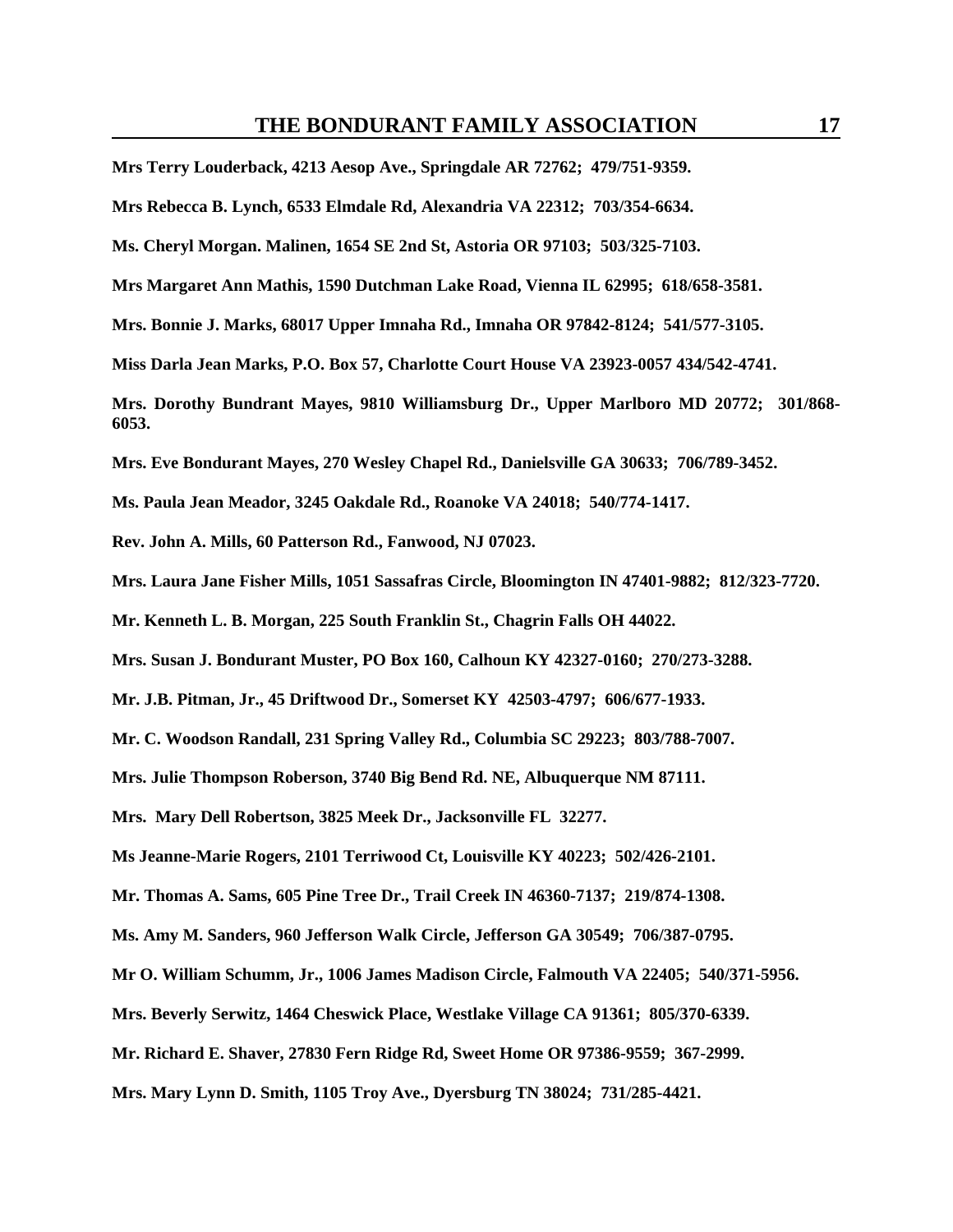**Mrs Terry Louderback, 4213 Aesop Ave., Springdale AR 72762; 479/751-9359.**

**Mrs Rebecca B. Lynch, 6533 Elmdale Rd, Alexandria VA 22312; 703/354-6634.**

**Ms. Cheryl Morgan. Malinen, 1654 SE 2nd St, Astoria OR 97103; 503/325-7103.**

**Mrs Margaret Ann Mathis, 1590 Dutchman Lake Road, Vienna IL 62995; 618/658-3581.**

**Mrs. Bonnie J. Marks, 68017 Upper Imnaha Rd., Imnaha OR 97842-8124; 541/577-3105.**

**Miss Darla Jean Marks, P.O. Box 57, Charlotte Court House VA 23923-0057 434/542-4741.**

**Mrs. Dorothy Bundrant Mayes, 9810 Williamsburg Dr., Upper Marlboro MD 20772; 301/868-6053.**

**Mrs. Eve Bondurant Mayes, 270 Wesley Chapel Rd., Danielsville GA 30633; 706/789-3452.**

**Ms. Paula Jean Meador, 3245 Oakdale Rd., Roanoke VA 24018; 540/774-1417.**

**Rev. John A. Mills, 60 Patterson Rd., Fanwood, NJ 07023.**

**Mrs. Laura Jane Fisher Mills, 1051 Sassafras Circle, Bloomington IN 47401-9882; 812/323-7720.**

**Mr. Kenneth L. B. Morgan, 225 South Franklin St., Chagrin Falls OH 44022.**

**Mrs. Susan J. Bondurant Muster, PO Box 160, Calhoun KY 42327-0160; 270/273-3288.**

**Mr. J.B. Pitman, Jr., 45 Driftwood Dr., Somerset KY 42503-4797; 606/677-1933.**

**Mr. C. Woodson Randall, 231 Spring Valley Rd., Columbia SC 29223; 803/788-7007.**

**Mrs. Julie Thompson Roberson, 3740 Big Bend Rd. NE, Albuquerque NM 87111.**

**Mrs. Mary Dell Robertson, 3825 Meek Dr., Jacksonville FL 32277.**

**Ms Jeanne-Marie Rogers, 2101 Terriwood Ct, Louisville KY 40223; 502/426-2101.**

**Mr. Thomas A. Sams, 605 Pine Tree Dr., Trail Creek IN 46360-7137; 219/874-1308.**

**Ms. Amy M. Sanders, 960 Jefferson Walk Circle, Jefferson GA 30549; 706/387-0795.**

**Mr O. William Schumm, Jr., 1006 James Madison Circle, Falmouth VA 22405; 540/371-5956.**

**Mrs. Beverly Serwitz, 1464 Cheswick Place, Westlake Village CA 91361; 805/370-6339.**

**Mr. Richard E. Shaver, 27830 Fern Ridge Rd, Sweet Home OR 97386-9559; 367-2999.**

**Mrs. Mary Lynn D. Smith, 1105 Troy Ave., Dyersburg TN 38024; 731/285-4421.**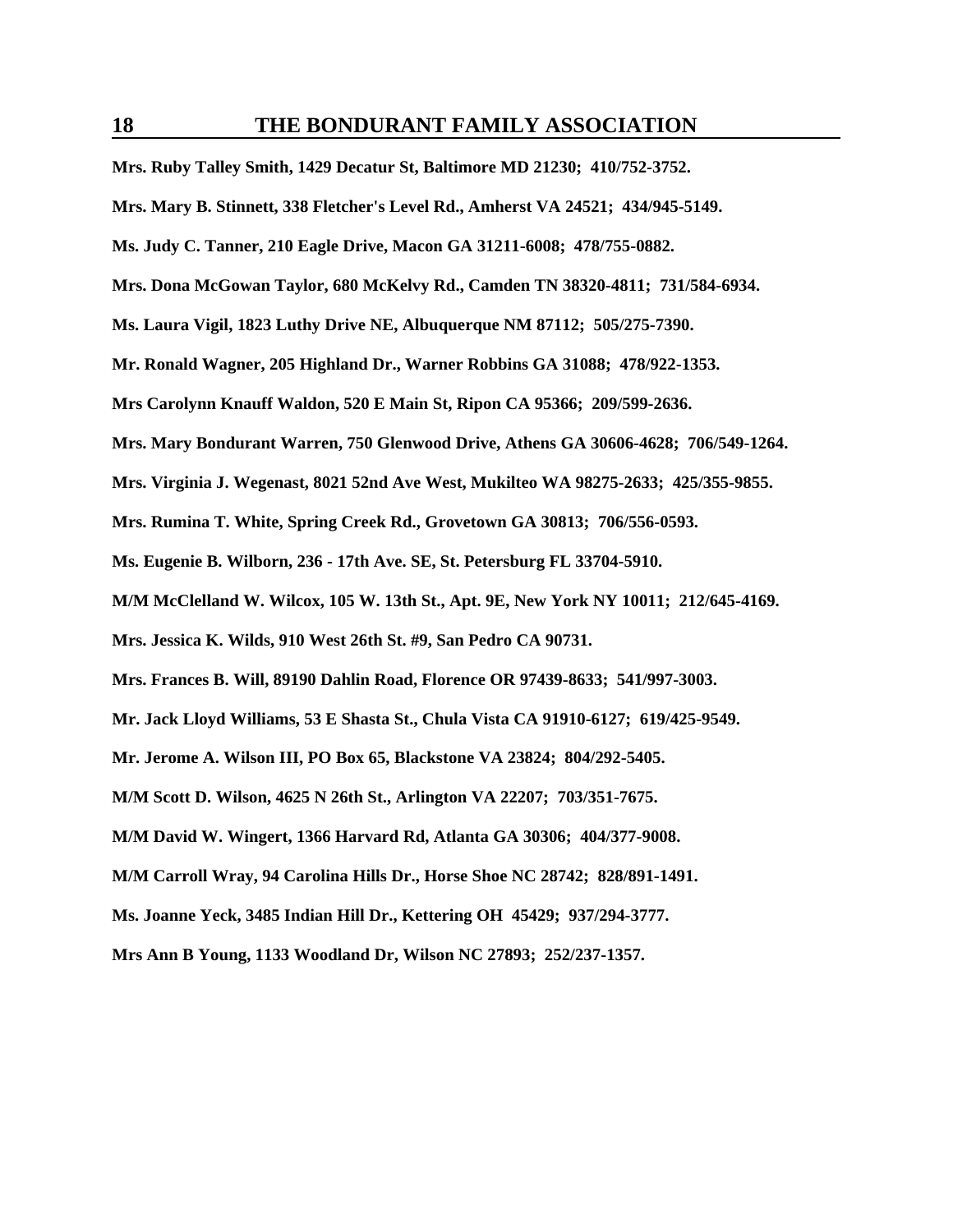**Mrs. Ruby Talley Smith, 1429 Decatur St, Baltimore MD 21230; 410/752-3752.**

**Mrs. Mary B. Stinnett, 338 Fletcher's Level Rd., Amherst VA 24521; 434/945-5149.**

**Ms. Judy C. Tanner, 210 Eagle Drive, Macon GA 31211-6008; 478/755-0882.**

**Mrs. Dona McGowan Taylor, 680 McKelvy Rd., Camden TN 38320-4811; 731/584-6934.**

**Ms. Laura Vigil, 1823 Luthy Drive NE, Albuquerque NM 87112; 505/275-7390.**

**Mr. Ronald Wagner, 205 Highland Dr., Warner Robbins GA 31088; 478/922-1353.**

**Mrs Carolynn Knauff Waldon, 520 E Main St, Ripon CA 95366; 209/599-2636.**

**Mrs. Mary Bondurant Warren, 750 Glenwood Drive, Athens GA 30606-4628; 706/549-1264.**

**Mrs. Virginia J. Wegenast, 8021 52nd Ave West, Mukilteo WA 98275-2633; 425/355-9855.**

**Mrs. Rumina T. White, Spring Creek Rd., Grovetown GA 30813; 706/556-0593.**

**Ms. Eugenie B. Wilborn, 236 - 17th Ave. SE, St. Petersburg FL 33704-5910.**

**M/M McClelland W. Wilcox, 105 W. 13th St., Apt. 9E, New York NY 10011; 212/645-4169.**

**Mrs. Jessica K. Wilds, 910 West 26th St. #9, San Pedro CA 90731.**

**Mrs. Frances B. Will, 89190 Dahlin Road, Florence OR 97439-8633; 541/997-3003.**

**Mr. Jack Lloyd Williams, 53 E Shasta St., Chula Vista CA 91910-6127; 619/425-9549.**

**Mr. Jerome A. Wilson III, PO Box 65, Blackstone VA 23824; 804/292-5405.**

**M/M Scott D. Wilson, 4625 N 26th St., Arlington VA 22207; 703/351-7675.**

**M/M David W. Wingert, 1366 Harvard Rd, Atlanta GA 30306; 404/377-9008.**

**M/M Carroll Wray, 94 Carolina Hills Dr., Horse Shoe NC 28742; 828/891-1491.**

**Ms. Joanne Yeck, 3485 Indian Hill Dr., Kettering OH 45429; 937/294-3777.**

**Mrs Ann B Young, 1133 Woodland Dr, Wilson NC 27893; 252/237-1357.**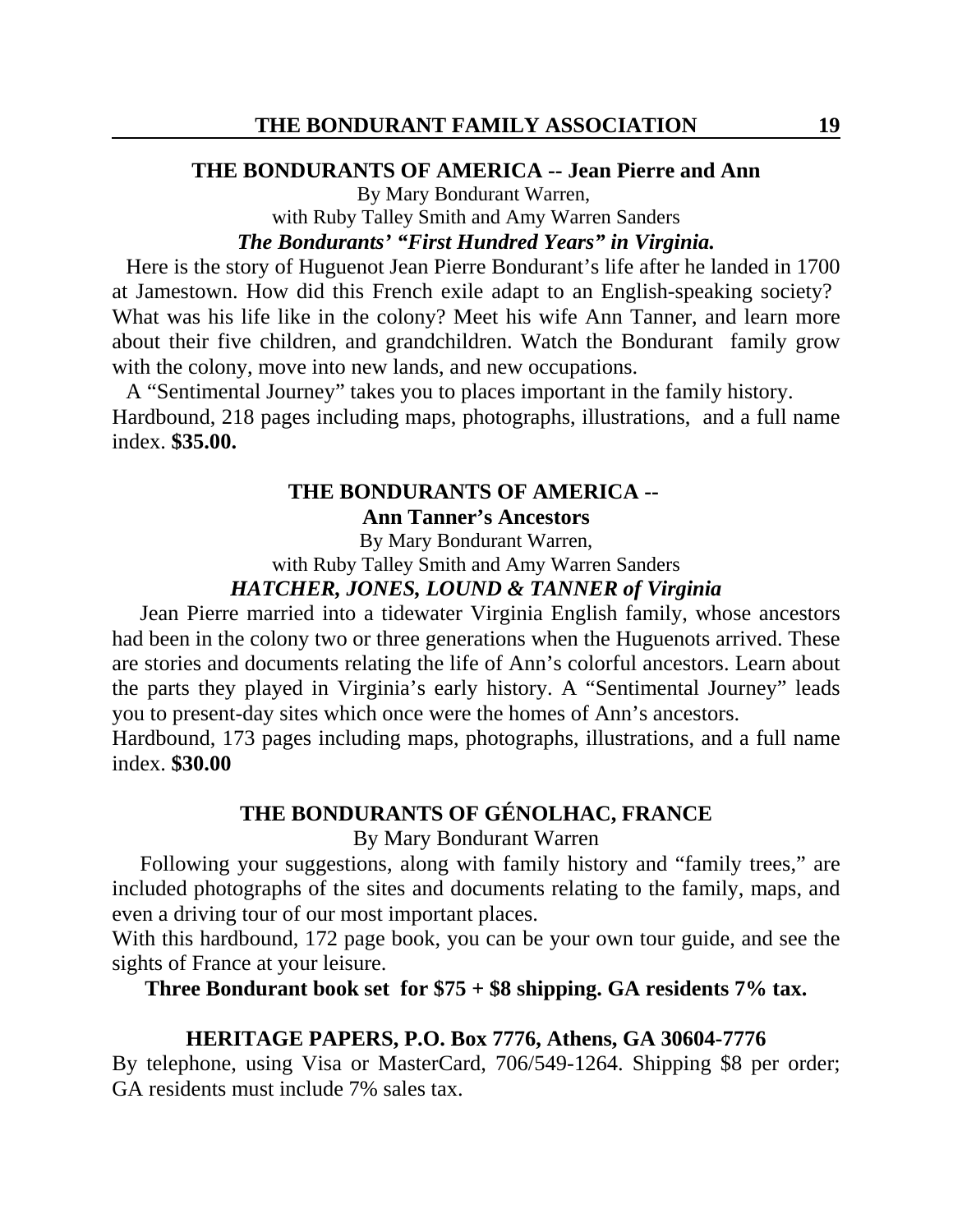## THE BONDURANTS OF AMERICA -- Jean Pierre and Ann

By Mary Bondurant Warren,
with Ruby Talley Smith and Amy Warren Sanders

***The Bondurants' "First Hundred Years" in Virginia.***

Here is the story of Huguenot Jean Pierre Bondurant's life after he landed in 1700 at Jamestown. How did this French exile adapt to an English-speaking society? What was his life like in the colony? Meet his wife Ann Tanner, and learn more about their five children, and grandchildren. Watch the Bondurant family grow with the colony, move into new lands, and new occupations.

A "Sentimental Journey" takes you to places important in the family history.
Hardbound, 218 pages including maps, photographs, illustrations, and a full name index. **$35.00.**

## THE BONDURANTS OF AMERICA -- Ann Tanner's Ancestors

By Mary Bondurant Warren,
with Ruby Talley Smith and Amy Warren Sanders

***HATCHER, JONES, LOUND & TANNER of Virginia***

Jean Pierre married into a tidewater Virginia English family, whose ancestors had been in the colony two or three generations when the Huguenots arrived. These are stories and documents relating the life of Ann's colorful ancestors. Learn about the parts they played in Virginia's early history. A "Sentimental Journey" leads you to present-day sites which once were the homes of Ann's ancestors.
Hardbound, 173 pages including maps, photographs, illustrations, and a full name index. **$30.00**

## THE BONDURANTS OF GÉNOLHAC, FRANCE

By Mary Bondurant Warren

Following your suggestions, along with family history and "family trees," are included photographs of the sites and documents relating to the family, maps, and even a driving tour of our most important places.
With this hardbound, 172 page book, you can be your own tour guide, and see the sights of France at your leisure.

**Three Bondurant book set for $75 + $8 shipping. GA residents 7% tax.**

**HERITAGE PAPERS, P.O. Box 7776, Athens, GA 30604-7776**

By telephone, using Visa or MasterCard, 706/549-1264. Shipping $8 per order; GA residents must include 7% sales tax.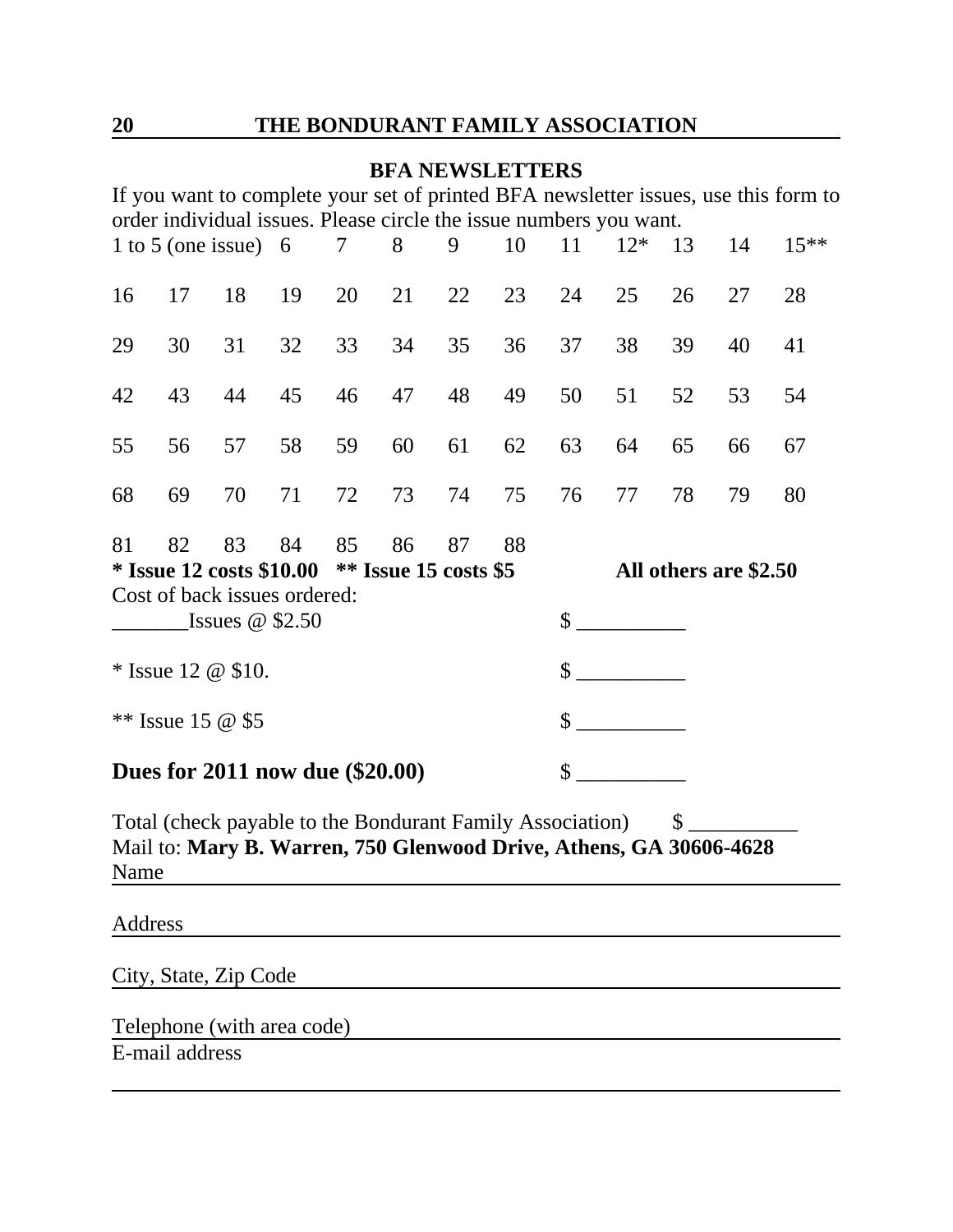## BFA NEWSLETTERS

If you want to complete your set of printed BFA newsletter issues, use this form to order individual issues. Please circle the issue numbers you want.

| | | | | | | | | | | | | |
|---|---|---|---|---|---|---|---|---|---|---|---|---|
| 1 to 5 (one issue) | | | 6 | 7 | 8 | 9 | 10 | 11 | 12* | 13 | 14 | 15** |
| 16 | 17 | 18 | 19 | 20 | 21 | 22 | 23 | 24 | 25 | 26 | 27 | 28 |
| 29 | 30 | 31 | 32 | 33 | 34 | 35 | 36 | 37 | 38 | 39 | 40 | 41 |
| 42 | 43 | 44 | 45 | 46 | 47 | 48 | 49 | 50 | 51 | 52 | 53 | 54 |
| 55 | 56 | 57 | 58 | 59 | 60 | 61 | 62 | 63 | 64 | 65 | 66 | 67 |
| 68 | 69 | 70 | 71 | 72 | 73 | 74 | 75 | 76 | 77 | 78 | 79 | 80 |
| 81 | 82 | 83 | 84 | 85 | 86 | 87 | 88 | | | | | |

**\* Issue 12 costs \$10.00 \*\* Issue 15 costs \$5 All others are \$2.50**

Cost of back issues ordered:

_______Issues @ \$2.50 \$ __________

\* Issue 12 @ \$10. \$ __________

\*\* Issue 15 @ \$5 \$ __________

**Dues for 2011 now due (\$20.00)** \$ __________

Total (check payable to the Bondurant Family Association) \$ __________

Mail to: **Mary B. Warren, 750 Glenwood Drive, Athens, GA 30606-4628**

Name ______________________________

Address ______________________________

City, State, Zip Code ______________________________

Telephone (with area code) ______________________________

E-mail address ______________________________